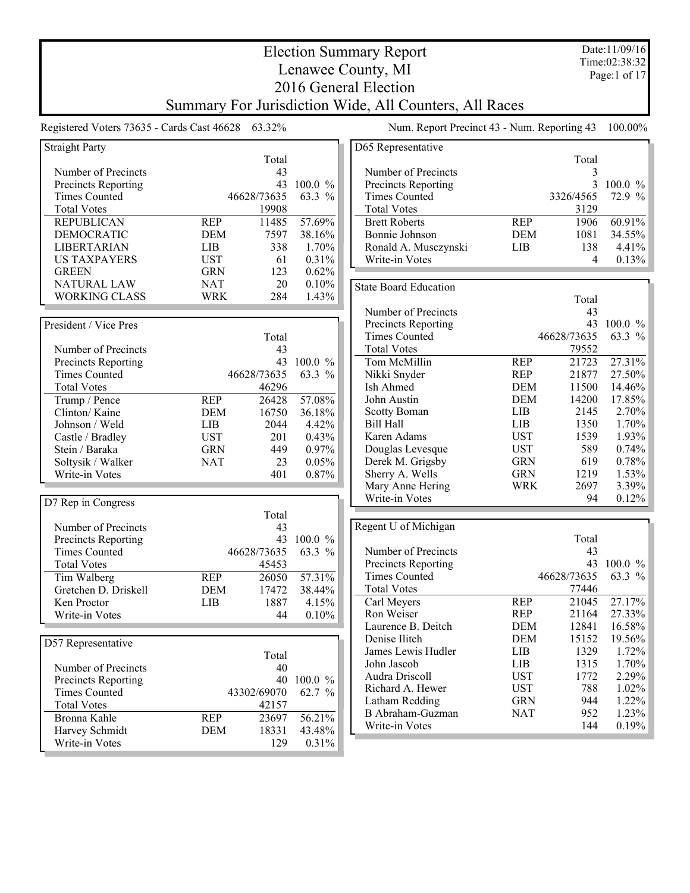# Election Summary Report

## Lenawee County, MI

## 2016 General Election

## Summary For Jurisdiction Wide, All Counters, All Races

Date:11/09/16
Time:02:38:32

Registered Voters 73635 - Cards Cast 46628 63.32%

Num. Report Precinct 43 - Num. Reporting 43 100.00%

### Straight Party

| | | Total | |
|---|---|---|---|
| Number of Precincts | | 43 | |
| Precincts Reporting | | 43 | 100.0 % |
| Times Counted | | 46628/73635 | 63.3 % |
| Total Votes | | 19908 | |
| REPUBLICAN | REP | 11485 | 57.69% |
| DEMOCRATIC | DEM | 7597 | 38.16% |
| LIBERTARIAN | LIB | 338 | 1.70% |
| US TAXPAYERS | UST | 61 | 0.31% |
| GREEN | GRN | 123 | 0.62% |
| NATURAL LAW | NAT | 20 | 0.10% |
| WORKING CLASS | WRK | 284 | 1.43% |

### President / Vice Pres

| | | Total | |
|---|---|---|---|
| Number of Precincts | | 43 | |
| Precincts Reporting | | 43 | 100.0 % |
| Times Counted | | 46628/73635 | 63.3 % |
| Total Votes | | 46296 | |
| Trump / Pence | REP | 26428 | 57.08% |
| Clinton/ Kaine | DEM | 16750 | 36.18% |
| Johnson / Weld | LIB | 2044 | 4.42% |
| Castle / Bradley | UST | 201 | 0.43% |
| Stein / Baraka | GRN | 449 | 0.97% |
| Soltysik / Walker | NAT | 23 | 0.05% |
| Write-in Votes | | 401 | 0.87% |

### D7 Rep in Congress

| | | Total | |
|---|---|---|---|
| Number of Precincts | | 43 | |
| Precincts Reporting | | 43 | 100.0 % |
| Times Counted | | 46628/73635 | 63.3 % |
| Total Votes | | 45453 | |
| Tim Walberg | REP | 26050 | 57.31% |
| Gretchen D. Driskell | DEM | 17472 | 38.44% |
| Ken Proctor | LIB | 1887 | 4.15% |
| Write-in Votes | | 44 | 0.10% |

### D57 Representative

| | | Total | |
|---|---|---|---|
| Number of Precincts | | 40 | |
| Precincts Reporting | | 40 | 100.0 % |
| Times Counted | | 43302/69070 | 62.7 % |
| Total Votes | | 42157 | |
| Bronna Kahle | REP | 23697 | 56.21% |
| Harvey Schmidt | DEM | 18331 | 43.48% |
| Write-in Votes | | 129 | 0.31% |

### D65 Representative

| | | Total | |
|---|---|---|---|
| Number of Precincts | | 3 | |
| Precincts Reporting | | 3 | 100.0 % |
| Times Counted | | 3326/4565 | 72.9 % |
| Total Votes | | 3129 | |
| Brett Roberts | REP | 1906 | 60.91% |
| Bonnie Johnson | DEM | 1081 | 34.55% |
| Ronald A. Musczynski | LIB | 138 | 4.41% |
| Write-in Votes | | 4 | 0.13% |

### State Board Education

| | | Total | |
|---|---|---|---|
| Number of Precincts | | 43 | |
| Precincts Reporting | | 43 | 100.0 % |
| Times Counted | | 46628/73635 | 63.3 % |
| Total Votes | | 79552 | |
| Tom McMillin | REP | 21723 | 27.31% |
| Nikki Snyder | REP | 21877 | 27.50% |
| Ish Ahmed | DEM | 11500 | 14.46% |
| John Austin | DEM | 14200 | 17.85% |
| Scotty Boman | LIB | 2145 | 2.70% |
| Bill Hall | LIB | 1350 | 1.70% |
| Karen Adams | UST | 1539 | 1.93% |
| Douglas Levesque | UST | 589 | 0.74% |
| Derek M. Grigsby | GRN | 619 | 0.78% |
| Sherry A. Wells | GRN | 1219 | 1.53% |
| Mary Anne Hering | WRK | 2697 | 3.39% |
| Write-in Votes | | 94 | 0.12% |

### Regent U of Michigan

| | | Total | |
|---|---|---|---|
| Number of Precincts | | 43 | |
| Precincts Reporting | | 43 | 100.0 % |
| Times Counted | | 46628/73635 | 63.3 % |
| Total Votes | | 77446 | |
| Carl Meyers | REP | 21045 | 27.17% |
| Ron Weiser | REP | 21164 | 27.33% |
| Laurence B. Deitch | DEM | 12841 | 16.58% |
| Denise Ilitch | DEM | 15152 | 19.56% |
| James Lewis Hudler | LIB | 1329 | 1.72% |
| John Jascob | LIB | 1315 | 1.70% |
| Audra Driscoll | UST | 1772 | 2.29% |
| Richard A. Hewer | UST | 788 | 1.02% |
| Latham Redding | GRN | 944 | 1.22% |
| B Abraham-Guzman | NAT | 952 | 1.23% |
| Write-in Votes | | 144 | 0.19% |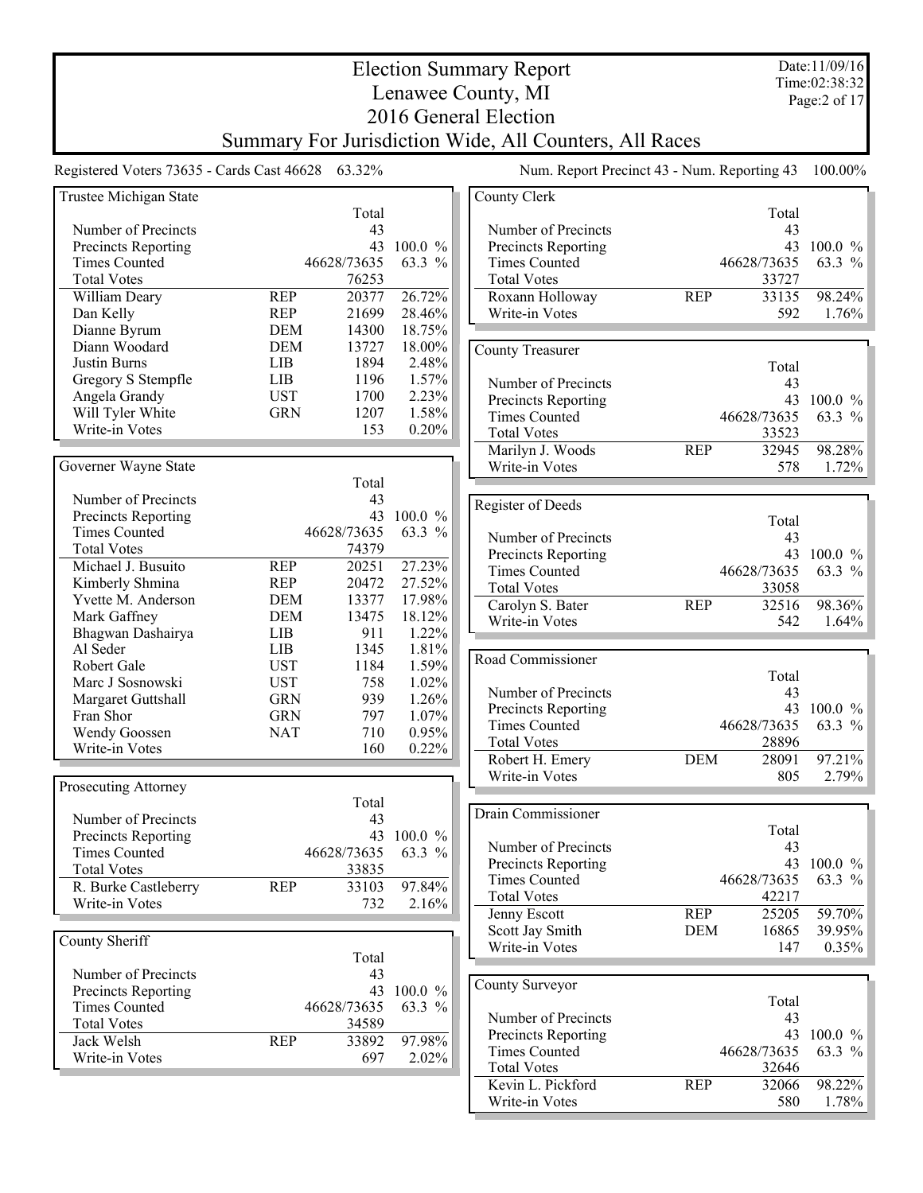# Election Summary Report
## Lenawee County, MI
## 2016 General Election
## Summary For Jurisdiction Wide, All Counters, All Races

Date:11/09/16
Time:02:38:32

Registered Voters 73635 - Cards Cast 46628 63.32%

Num. Report Precinct 43 - Num. Reporting 43 100.00%

### Trustee Michigan State

| | | Total | |
|---|---|---|---|
| Number of Precincts | | 43 | |
| Precincts Reporting | | 43 | 100.0 % |
| Times Counted | | 46628/73635 | 63.3 % |
| Total Votes | | 76253 | |
| William Deary | REP | 20377 | 26.72% |
| Dan Kelly | REP | 21699 | 28.46% |
| Dianne Byrum | DEM | 14300 | 18.75% |
| Diann Woodard | DEM | 13727 | 18.00% |
| Justin Burns | LIB | 1894 | 2.48% |
| Gregory S Stempfle | LIB | 1196 | 1.57% |
| Angela Grandy | UST | 1700 | 2.23% |
| Will Tyler White | GRN | 1207 | 1.58% |
| Write-in Votes | | 153 | 0.20% |

### Governer Wayne State

| | | Total | |
|---|---|---|---|
| Number of Precincts | | 43 | |
| Precincts Reporting | | 43 | 100.0 % |
| Times Counted | | 46628/73635 | 63.3 % |
| Total Votes | | 74379 | |
| Michael J. Busuito | REP | 20251 | 27.23% |
| Kimberly Shmina | REP | 20472 | 27.52% |
| Yvette M. Anderson | DEM | 13377 | 17.98% |
| Mark Gaffney | DEM | 13475 | 18.12% |
| Bhagwan Dashairya | LIB | 911 | 1.22% |
| Al Seder | LIB | 1345 | 1.81% |
| Robert Gale | UST | 1184 | 1.59% |
| Marc J Sosnowski | UST | 758 | 1.02% |
| Margaret Guttshall | GRN | 939 | 1.26% |
| Fran Shor | GRN | 797 | 1.07% |
| Wendy Goossen | NAT | 710 | 0.95% |
| Write-in Votes | | 160 | 0.22% |

### Prosecuting Attorney

| | | Total | |
|---|---|---|---|
| Number of Precincts | | 43 | |
| Precincts Reporting | | 43 | 100.0 % |
| Times Counted | | 46628/73635 | 63.3 % |
| Total Votes | | 33835 | |
| R. Burke Castleberry | REP | 33103 | 97.84% |
| Write-in Votes | | 732 | 2.16% |

### County Sheriff

| | | Total | |
|---|---|---|---|
| Number of Precincts | | 43 | |
| Precincts Reporting | | 43 | 100.0 % |
| Times Counted | | 46628/73635 | 63.3 % |
| Total Votes | | 34589 | |
| Jack Welsh | REP | 33892 | 97.98% |
| Write-in Votes | | 697 | 2.02% |

### County Clerk

| | | Total | |
|---|---|---|---|
| Number of Precincts | | 43 | |
| Precincts Reporting | | 43 | 100.0 % |
| Times Counted | | 46628/73635 | 63.3 % |
| Total Votes | | 33727 | |
| Roxann Holloway | REP | 33135 | 98.24% |
| Write-in Votes | | 592 | 1.76% |

### County Treasurer

| | | Total | |
|---|---|---|---|
| Number of Precincts | | 43 | |
| Precincts Reporting | | 43 | 100.0 % |
| Times Counted | | 46628/73635 | 63.3 % |
| Total Votes | | 33523 | |
| Marilyn J. Woods | REP | 32945 | 98.28% |
| Write-in Votes | | 578 | 1.72% |

### Register of Deeds

| | | Total | |
|---|---|---|---|
| Number of Precincts | | 43 | |
| Precincts Reporting | | 43 | 100.0 % |
| Times Counted | | 46628/73635 | 63.3 % |
| Total Votes | | 33058 | |
| Carolyn S. Bater | REP | 32516 | 98.36% |
| Write-in Votes | | 542 | 1.64% |

### Road Commissioner

| | | Total | |
|---|---|---|---|
| Number of Precincts | | 43 | |
| Precincts Reporting | | 43 | 100.0 % |
| Times Counted | | 46628/73635 | 63.3 % |
| Total Votes | | 28896 | |
| Robert H. Emery | DEM | 28091 | 97.21% |
| Write-in Votes | | 805 | 2.79% |

### Drain Commissioner

| | | Total | |
|---|---|---|---|
| Number of Precincts | | 43 | |
| Precincts Reporting | | 43 | 100.0 % |
| Times Counted | | 46628/73635 | 63.3 % |
| Total Votes | | 42217 | |
| Jenny Escott | REP | 25205 | 59.70% |
| Scott Jay Smith | DEM | 16865 | 39.95% |
| Write-in Votes | | 147 | 0.35% |

### County Surveyor

| | | Total | |
|---|---|---|---|
| Number of Precincts | | 43 | |
| Precincts Reporting | | 43 | 100.0 % |
| Times Counted | | 46628/73635 | 63.3 % |
| Total Votes | | 32646 | |
| Kevin L. Pickford | REP | 32066 | 98.22% |
| Write-in Votes | | 580 | 1.78% |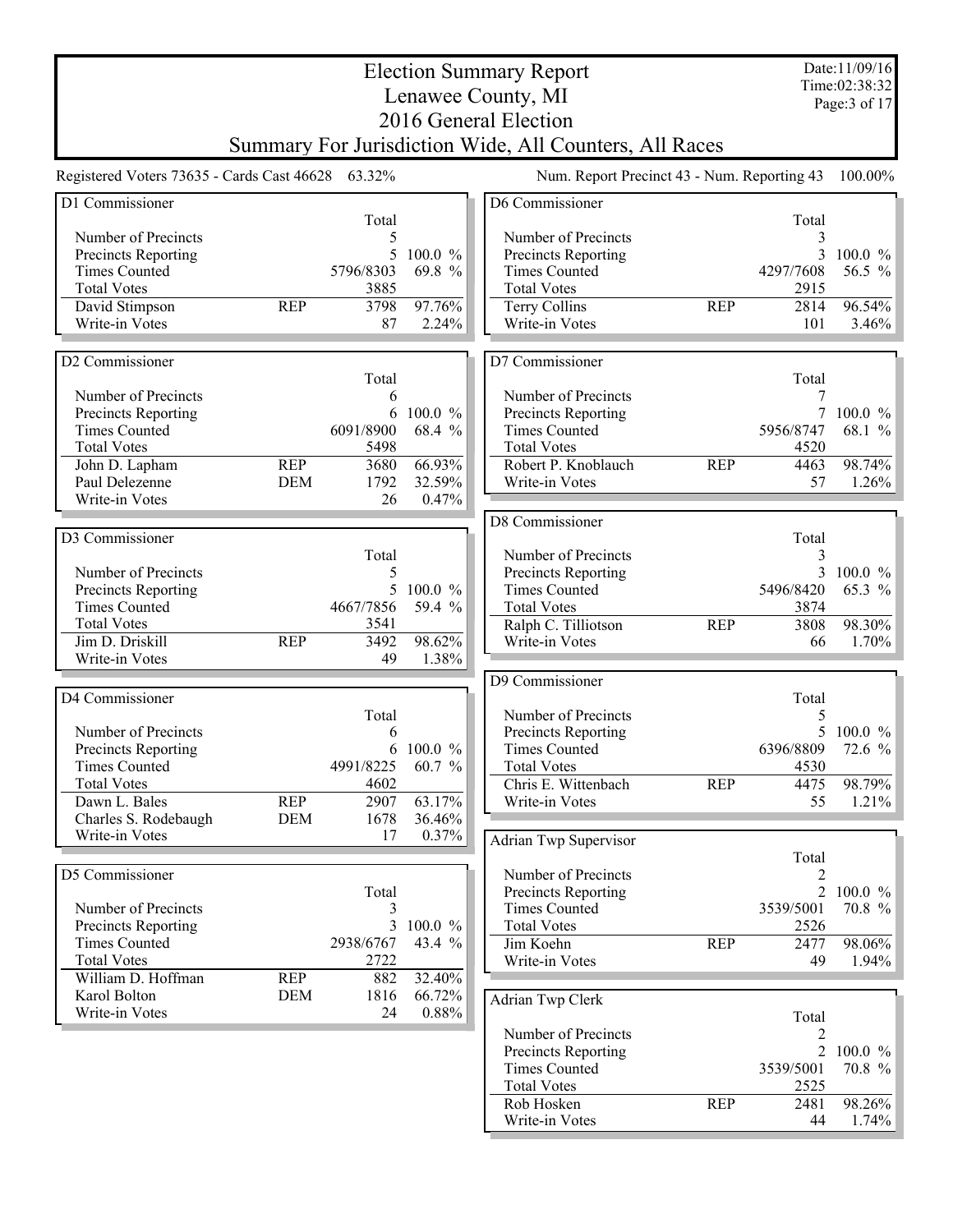# Election Summary Report
## Lenawee County, MI
## 2016 General Election
## Summary For Jurisdiction Wide, All Counters, All Races

Date:11/09/16
Time:02:38:32

Registered Voters 73635 - Cards Cast 46628 63.32%

Num. Report Precinct 43 - Num. Reporting 43 100.00%

### D1 Commissioner

| | | Total | |
|---|---|---|---|
| Number of Precincts | | 5 | |
| Precincts Reporting | | 5 | 100.0 % |
| Times Counted | | 5796/8303 | 69.8 % |
| Total Votes | | 3885 | |
| David Stimpson | REP | 3798 | 97.76% |
| Write-in Votes | | 87 | 2.24% |

### D2 Commissioner

| | | Total | |
|---|---|---|---|
| Number of Precincts | | 6 | |
| Precincts Reporting | | 6 | 100.0 % |
| Times Counted | | 6091/8900 | 68.4 % |
| Total Votes | | 5498 | |
| John D. Lapham | REP | 3680 | 66.93% |
| Paul Delezenne | DEM | 1792 | 32.59% |
| Write-in Votes | | 26 | 0.47% |

### D3 Commissioner

| | | Total | |
|---|---|---|---|
| Number of Precincts | | 5 | |
| Precincts Reporting | | 5 | 100.0 % |
| Times Counted | | 4667/7856 | 59.4 % |
| Total Votes | | 3541 | |
| Jim D. Driskill | REP | 3492 | 98.62% |
| Write-in Votes | | 49 | 1.38% |

### D4 Commissioner

| | | Total | |
|---|---|---|---|
| Number of Precincts | | 6 | |
| Precincts Reporting | | 6 | 100.0 % |
| Times Counted | | 4991/8225 | 60.7 % |
| Total Votes | | 4602 | |
| Dawn L. Bales | REP | 2907 | 63.17% |
| Charles S. Rodebaugh | DEM | 1678 | 36.46% |
| Write-in Votes | | 17 | 0.37% |

### D5 Commissioner

| | | Total | |
|---|---|---|---|
| Number of Precincts | | 3 | |
| Precincts Reporting | | 3 | 100.0 % |
| Times Counted | | 2938/6767 | 43.4 % |
| Total Votes | | 2722 | |
| William D. Hoffman | REP | 882 | 32.40% |
| Karol Bolton | DEM | 1816 | 66.72% |
| Write-in Votes | | 24 | 0.88% |

### D6 Commissioner

| | | Total | |
|---|---|---|---|
| Number of Precincts | | 3 | |
| Precincts Reporting | | 3 | 100.0 % |
| Times Counted | | 4297/7608 | 56.5 % |
| Total Votes | | 2915 | |
| Terry Collins | REP | 2814 | 96.54% |
| Write-in Votes | | 101 | 3.46% |

### D7 Commissioner

| | | Total | |
|---|---|---|---|
| Number of Precincts | | 7 | |
| Precincts Reporting | | 7 | 100.0 % |
| Times Counted | | 5956/8747 | 68.1 % |
| Total Votes | | 4520 | |
| Robert P. Knoblauch | REP | 4463 | 98.74% |
| Write-in Votes | | 57 | 1.26% |

### D8 Commissioner

| | | Total | |
|---|---|---|---|
| Number of Precincts | | 3 | |
| Precincts Reporting | | 3 | 100.0 % |
| Times Counted | | 5496/8420 | 65.3 % |
| Total Votes | | 3874 | |
| Ralph C. Tilliotson | REP | 3808 | 98.30% |
| Write-in Votes | | 66 | 1.70% |

### D9 Commissioner

| | | Total | |
|---|---|---|---|
| Number of Precincts | | 5 | |
| Precincts Reporting | | 5 | 100.0 % |
| Times Counted | | 6396/8809 | 72.6 % |
| Total Votes | | 4530 | |
| Chris E. Wittenbach | REP | 4475 | 98.79% |
| Write-in Votes | | 55 | 1.21% |

### Adrian Twp Supervisor

| | | Total | |
|---|---|---|---|
| Number of Precincts | | 2 | |
| Precincts Reporting | | 2 | 100.0 % |
| Times Counted | | 3539/5001 | 70.8 % |
| Total Votes | | 2526 | |
| Jim Koehn | REP | 2477 | 98.06% |
| Write-in Votes | | 49 | 1.94% |

### Adrian Twp Clerk

| | | Total | |
|---|---|---|---|
| Number of Precincts | | 2 | |
| Precincts Reporting | | 2 | 100.0 % |
| Times Counted | | 3539/5001 | 70.8 % |
| Total Votes | | 2525 | |
| Rob Hosken | REP | 2481 | 98.26% |
| Write-in Votes | | 44 | 1.74% |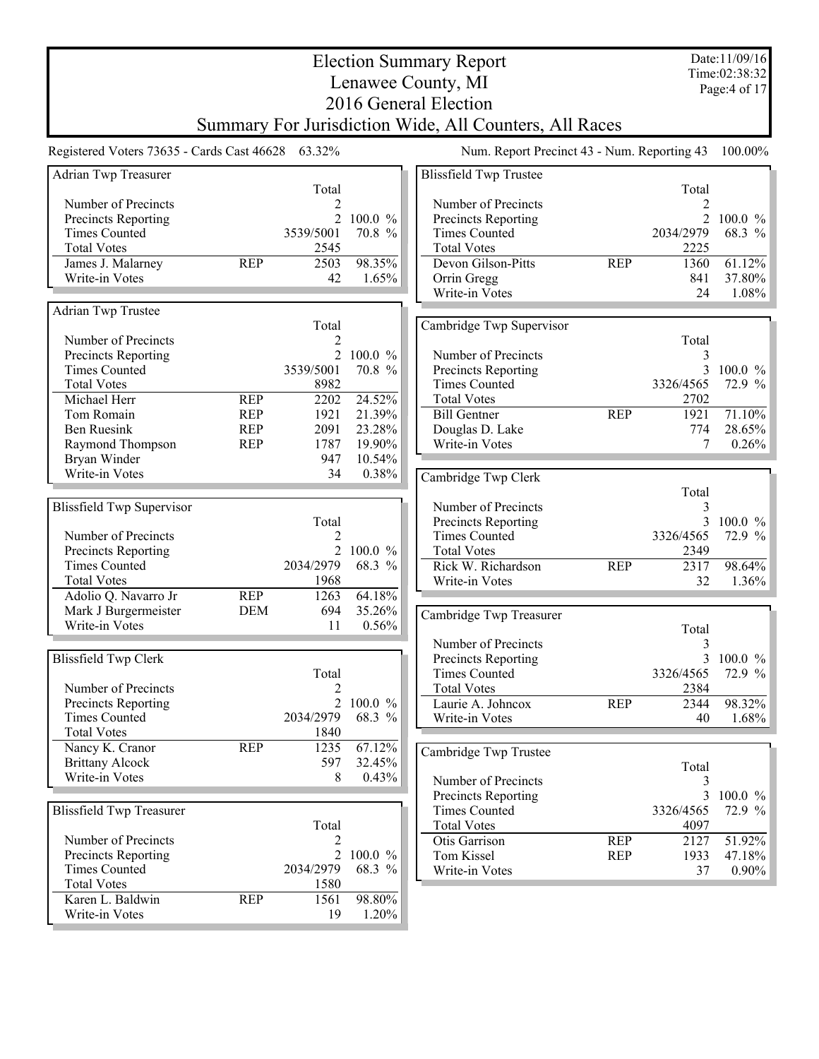# Election Summary Report

## Lenawee County, MI

## 2016 General Election

## Summary For Jurisdiction Wide, All Counters, All Races

Date:11/09/16
Time:02:38:32

Registered Voters 73635 - Cards Cast 46628 63.32%

Num. Report Precinct 43 - Num. Reporting 43 100.00%

### Adrian Twp Treasurer

| | | Total | |
|---|---|---|---|
| Number of Precincts | | 2 | |
| Precincts Reporting | | 2 | 100.0 % |
| Times Counted | | 3539/5001 | 70.8 % |
| Total Votes | | 2545 | |
| James J. Malarney | REP | 2503 | 98.35% |
| Write-in Votes | | 42 | 1.65% |

### Adrian Twp Trustee

| | | Total | |
|---|---|---|---|
| Number of Precincts | | 2 | |
| Precincts Reporting | | 2 | 100.0 % |
| Times Counted | | 3539/5001 | 70.8 % |
| Total Votes | | 8982 | |
| Michael Herr | REP | 2202 | 24.52% |
| Tom Romain | REP | 1921 | 21.39% |
| Ben Ruesink | REP | 2091 | 23.28% |
| Raymond Thompson | REP | 1787 | 19.90% |
| Bryan Winder | | 947 | 10.54% |
| Write-in Votes | | 34 | 0.38% |

### Blissfield Twp Supervisor

| | | Total | |
|---|---|---|---|
| Number of Precincts | | 2 | |
| Precincts Reporting | | 2 | 100.0 % |
| Times Counted | | 2034/2979 | 68.3 % |
| Total Votes | | 1968 | |
| Adolio Q. Navarro Jr | REP | 1263 | 64.18% |
| Mark J Burgermeister | DEM | 694 | 35.26% |
| Write-in Votes | | 11 | 0.56% |

### Blissfield Twp Clerk

| | | Total | |
|---|---|---|---|
| Number of Precincts | | 2 | |
| Precincts Reporting | | 2 | 100.0 % |
| Times Counted | | 2034/2979 | 68.3 % |
| Total Votes | | 1840 | |
| Nancy K. Cranor | REP | 1235 | 67.12% |
| Brittany Alcock | | 597 | 32.45% |
| Write-in Votes | | 8 | 0.43% |

### Blissfield Twp Treasurer

| | | Total | |
|---|---|---|---|
| Number of Precincts | | 2 | |
| Precincts Reporting | | 2 | 100.0 % |
| Times Counted | | 2034/2979 | 68.3 % |
| Total Votes | | 1580 | |
| Karen L. Baldwin | REP | 1561 | 98.80% |
| Write-in Votes | | 19 | 1.20% |

### Blissfield Twp Trustee

| | | Total | |
|---|---|---|---|
| Number of Precincts | | 2 | |
| Precincts Reporting | | 2 | 100.0 % |
| Times Counted | | 2034/2979 | 68.3 % |
| Total Votes | | 2225 | |
| Devon Gilson-Pitts | REP | 1360 | 61.12% |
| Orrin Gregg | | 841 | 37.80% |
| Write-in Votes | | 24 | 1.08% |

### Cambridge Twp Supervisor

| | | Total | |
|---|---|---|---|
| Number of Precincts | | 3 | |
| Precincts Reporting | | 3 | 100.0 % |
| Times Counted | | 3326/4565 | 72.9 % |
| Total Votes | | 2702 | |
| Bill Gentner | REP | 1921 | 71.10% |
| Douglas D. Lake | | 774 | 28.65% |
| Write-in Votes | | 7 | 0.26% |

### Cambridge Twp Clerk

| | | Total | |
|---|---|---|---|
| Number of Precincts | | 3 | |
| Precincts Reporting | | 3 | 100.0 % |
| Times Counted | | 3326/4565 | 72.9 % |
| Total Votes | | 2349 | |
| Rick W. Richardson | REP | 2317 | 98.64% |
| Write-in Votes | | 32 | 1.36% |

### Cambridge Twp Treasurer

| | | Total | |
|---|---|---|---|
| Number of Precincts | | 3 | |
| Precincts Reporting | | 3 | 100.0 % |
| Times Counted | | 3326/4565 | 72.9 % |
| Total Votes | | 2384 | |
| Laurie A. Johncox | REP | 2344 | 98.32% |
| Write-in Votes | | 40 | 1.68% |

### Cambridge Twp Trustee

| | | Total | |
|---|---|---|---|
| Number of Precincts | | 3 | |
| Precincts Reporting | | 3 | 100.0 % |
| Times Counted | | 3326/4565 | 72.9 % |
| Total Votes | | 4097 | |
| Otis Garrison | REP | 2127 | 51.92% |
| Tom Kissel | REP | 1933 | 47.18% |
| Write-in Votes | | 37 | 0.90% |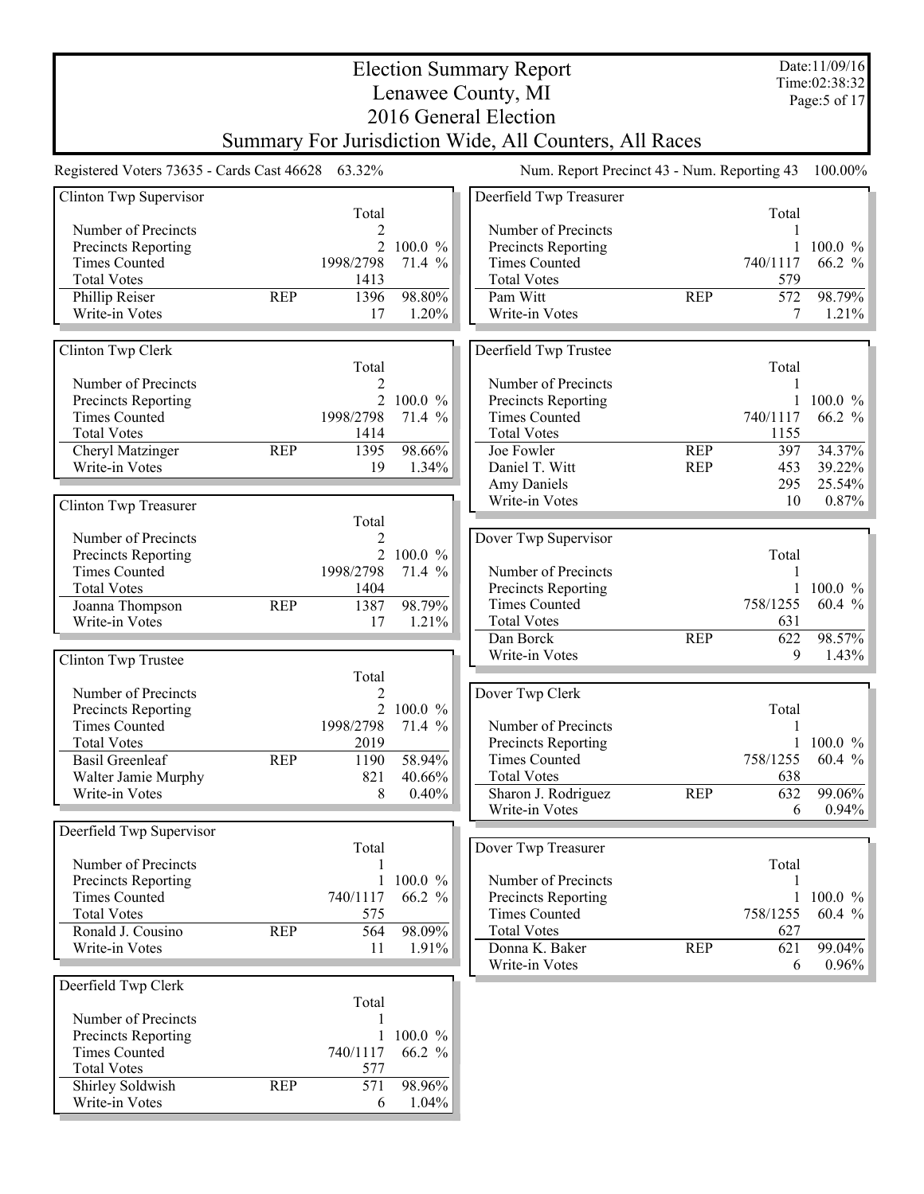# Election Summary Report

## Lenawee County, MI

## 2016 General Election

## Summary For Jurisdiction Wide, All Counters, All Races

Date:11/09/16
Time:02:38:32

Registered Voters 73635 - Cards Cast 46628 63.32%

Num. Report Precinct 43 - Num. Reporting 43 100.00%

### Clinton Twp Supervisor

| | | Total | |
|---|---|---|---|
| Number of Precincts | | 2 | |
| Precincts Reporting | | 2 | 100.0 % |
| Times Counted | | 1998/2798 | 71.4 % |
| Total Votes | | 1413 | |
| Phillip Reiser | REP | 1396 | 98.80% |
| Write-in Votes | | 17 | 1.20% |

### Clinton Twp Clerk

| | | Total | |
|---|---|---|---|
| Number of Precincts | | 2 | |
| Precincts Reporting | | 2 | 100.0 % |
| Times Counted | | 1998/2798 | 71.4 % |
| Total Votes | | 1414 | |
| Cheryl Matzinger | REP | 1395 | 98.66% |
| Write-in Votes | | 19 | 1.34% |

### Clinton Twp Treasurer

| | | Total | |
|---|---|---|---|
| Number of Precincts | | 2 | |
| Precincts Reporting | | 2 | 100.0 % |
| Times Counted | | 1998/2798 | 71.4 % |
| Total Votes | | 1404 | |
| Joanna Thompson | REP | 1387 | 98.79% |
| Write-in Votes | | 17 | 1.21% |

### Clinton Twp Trustee

| | | Total | |
|---|---|---|---|
| Number of Precincts | | 2 | |
| Precincts Reporting | | 2 | 100.0 % |
| Times Counted | | 1998/2798 | 71.4 % |
| Total Votes | | 2019 | |
| Basil Greenleaf | REP | 1190 | 58.94% |
| Walter Jamie Murphy | | 821 | 40.66% |
| Write-in Votes | | 8 | 0.40% |

### Deerfield Twp Supervisor

| | | Total | |
|---|---|---|---|
| Number of Precincts | | 1 | |
| Precincts Reporting | | 1 | 100.0 % |
| Times Counted | | 740/1117 | 66.2 % |
| Total Votes | | 575 | |
| Ronald J. Cousino | REP | 564 | 98.09% |
| Write-in Votes | | 11 | 1.91% |

### Deerfield Twp Clerk

| | | Total | |
|---|---|---|---|
| Number of Precincts | | 1 | |
| Precincts Reporting | | 1 | 100.0 % |
| Times Counted | | 740/1117 | 66.2 % |
| Total Votes | | 577 | |
| Shirley Soldwish | REP | 571 | 98.96% |
| Write-in Votes | | 6 | 1.04% |

### Deerfield Twp Treasurer

| | | Total | |
|---|---|---|---|
| Number of Precincts | | 1 | |
| Precincts Reporting | | 1 | 100.0 % |
| Times Counted | | 740/1117 | 66.2 % |
| Total Votes | | 579 | |
| Pam Witt | REP | 572 | 98.79% |
| Write-in Votes | | 7 | 1.21% |

### Deerfield Twp Trustee

| | | Total | |
|---|---|---|---|
| Number of Precincts | | 1 | |
| Precincts Reporting | | 1 | 100.0 % |
| Times Counted | | 740/1117 | 66.2 % |
| Total Votes | | 1155 | |
| Joe Fowler | REP | 397 | 34.37% |
| Daniel T. Witt | REP | 453 | 39.22% |
| Amy Daniels | | 295 | 25.54% |
| Write-in Votes | | 10 | 0.87% |

### Dover Twp Supervisor

| | | Total | |
|---|---|---|---|
| Number of Precincts | | 1 | |
| Precincts Reporting | | 1 | 100.0 % |
| Times Counted | | 758/1255 | 60.4 % |
| Total Votes | | 631 | |
| Dan Borck | REP | 622 | 98.57% |
| Write-in Votes | | 9 | 1.43% |

### Dover Twp Clerk

| | | Total | |
|---|---|---|---|
| Number of Precincts | | 1 | |
| Precincts Reporting | | 1 | 100.0 % |
| Times Counted | | 758/1255 | 60.4 % |
| Total Votes | | 638 | |
| Sharon J. Rodriguez | REP | 632 | 99.06% |
| Write-in Votes | | 6 | 0.94% |

### Dover Twp Treasurer

| | | Total | |
|---|---|---|---|
| Number of Precincts | | 1 | |
| Precincts Reporting | | 1 | 100.0 % |
| Times Counted | | 758/1255 | 60.4 % |
| Total Votes | | 627 | |
| Donna K. Baker | REP | 621 | 99.04% |
| Write-in Votes | | 6 | 0.96% |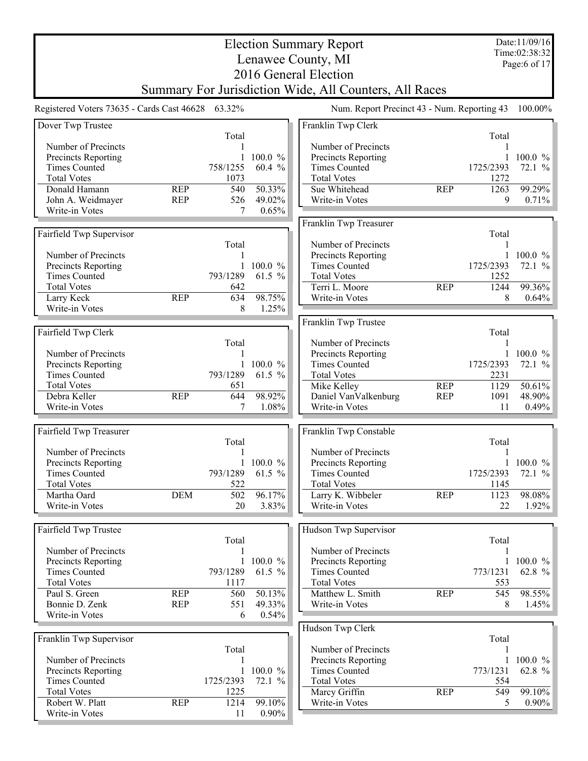# Election Summary Report

## Lenawee County, MI
## 2016 General Election
## Summary For Jurisdiction Wide, All Counters, All Races

Date:11/09/16
Time:02:38:32

Registered Voters 73635 - Cards Cast 46628 63.32%

Num. Report Precinct 43 - Num. Reporting 43 100.00%

### Dover Twp Trustee

| | | Total | |
|---|---|---|---|
| Number of Precincts | | 1 | |
| Precincts Reporting | | 1 | 100.0 % |
| Times Counted | | 758/1255 | 60.4 % |
| Total Votes | | 1073 | |
| Donald Hamann | REP | 540 | 50.33% |
| John A. Weidmayer | REP | 526 | 49.02% |
| Write-in Votes | | 7 | 0.65% |

### Fairfield Twp Supervisor

| | | Total | |
|---|---|---|---|
| Number of Precincts | | 1 | |
| Precincts Reporting | | 1 | 100.0 % |
| Times Counted | | 793/1289 | 61.5 % |
| Total Votes | | 642 | |
| Larry Keck | REP | 634 | 98.75% |
| Write-in Votes | | 8 | 1.25% |

### Fairfield Twp Clerk

| | | Total | |
|---|---|---|---|
| Number of Precincts | | 1 | |
| Precincts Reporting | | 1 | 100.0 % |
| Times Counted | | 793/1289 | 61.5 % |
| Total Votes | | 651 | |
| Debra Keller | REP | 644 | 98.92% |
| Write-in Votes | | 7 | 1.08% |

### Fairfield Twp Treasurer

| | | Total | |
|---|---|---|---|
| Number of Precincts | | 1 | |
| Precincts Reporting | | 1 | 100.0 % |
| Times Counted | | 793/1289 | 61.5 % |
| Total Votes | | 522 | |
| Martha Oard | DEM | 502 | 96.17% |
| Write-in Votes | | 20 | 3.83% |

### Fairfield Twp Trustee

| | | Total | |
|---|---|---|---|
| Number of Precincts | | 1 | |
| Precincts Reporting | | 1 | 100.0 % |
| Times Counted | | 793/1289 | 61.5 % |
| Total Votes | | 1117 | |
| Paul S. Green | REP | 560 | 50.13% |
| Bonnie D. Zenk | REP | 551 | 49.33% |
| Write-in Votes | | 6 | 0.54% |

### Franklin Twp Supervisor

| | | Total | |
|---|---|---|---|
| Number of Precincts | | 1 | |
| Precincts Reporting | | 1 | 100.0 % |
| Times Counted | | 1725/2393 | 72.1 % |
| Total Votes | | 1225 | |
| Robert W. Platt | REP | 1214 | 99.10% |
| Write-in Votes | | 11 | 0.90% |

### Franklin Twp Clerk

| | | Total | |
|---|---|---|---|
| Number of Precincts | | 1 | |
| Precincts Reporting | | 1 | 100.0 % |
| Times Counted | | 1725/2393 | 72.1 % |
| Total Votes | | 1272 | |
| Sue Whitehead | REP | 1263 | 99.29% |
| Write-in Votes | | 9 | 0.71% |

### Franklin Twp Treasurer

| | | Total | |
|---|---|---|---|
| Number of Precincts | | 1 | |
| Precincts Reporting | | 1 | 100.0 % |
| Times Counted | | 1725/2393 | 72.1 % |
| Total Votes | | 1252 | |
| Terri L. Moore | REP | 1244 | 99.36% |
| Write-in Votes | | 8 | 0.64% |

### Franklin Twp Trustee

| | | Total | |
|---|---|---|---|
| Number of Precincts | | 1 | |
| Precincts Reporting | | 1 | 100.0 % |
| Times Counted | | 1725/2393 | 72.1 % |
| Total Votes | | 2231 | |
| Mike Kelley | REP | 1129 | 50.61% |
| Daniel VanValkenburg | REP | 1091 | 48.90% |
| Write-in Votes | | 11 | 0.49% |

### Franklin Twp Constable

| | | Total | |
|---|---|---|---|
| Number of Precincts | | 1 | |
| Precincts Reporting | | 1 | 100.0 % |
| Times Counted | | 1725/2393 | 72.1 % |
| Total Votes | | 1145 | |
| Larry K. Wibbeler | REP | 1123 | 98.08% |
| Write-in Votes | | 22 | 1.92% |

### Hudson Twp Supervisor

| | | Total | |
|---|---|---|---|
| Number of Precincts | | 1 | |
| Precincts Reporting | | 1 | 100.0 % |
| Times Counted | | 773/1231 | 62.8 % |
| Total Votes | | 553 | |
| Matthew L. Smith | REP | 545 | 98.55% |
| Write-in Votes | | 8 | 1.45% |

### Hudson Twp Clerk

| | | Total | |
|---|---|---|---|
| Number of Precincts | | 1 | |
| Precincts Reporting | | 1 | 100.0 % |
| Times Counted | | 773/1231 | 62.8 % |
| Total Votes | | 554 | |
| Marcy Griffin | REP | 549 | 99.10% |
| Write-in Votes | | 5 | 0.90% |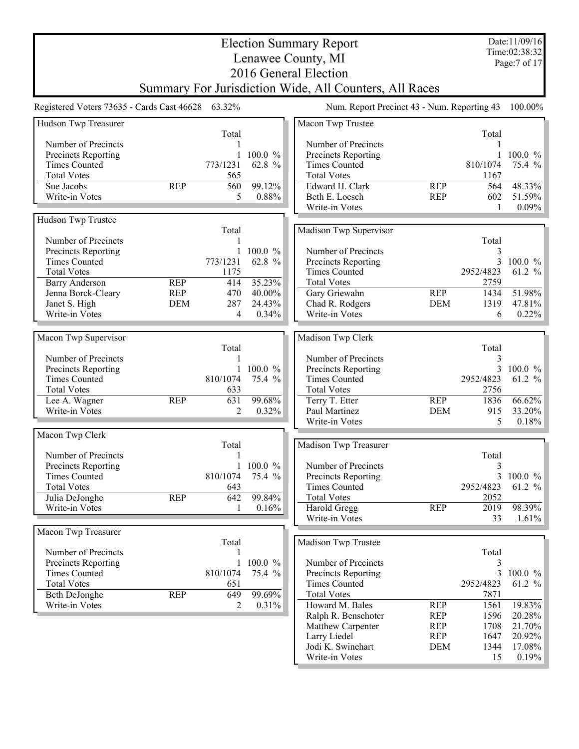# Election Summary Report
## Lenawee County, MI
## 2016 General Election
## Summary For Jurisdiction Wide, All Counters, All Races

Date:11/09/16
Time:02:38:32

Registered Voters 73635 - Cards Cast 46628 63.32%

Num. Report Precinct 43 - Num. Reporting 43 100.00%

### Hudson Twp Treasurer

| | | Total | |
|---|---|---|---|
| Number of Precincts | | 1 | |
| Precincts Reporting | | 1 | 100.0 % |
| Times Counted | | 773/1231 | 62.8 % |
| Total Votes | | 565 | |
| Sue Jacobs | REP | 560 | 99.12% |
| Write-in Votes | | 5 | 0.88% |

### Hudson Twp Trustee

| | | Total | |
|---|---|---|---|
| Number of Precincts | | 1 | |
| Precincts Reporting | | 1 | 100.0 % |
| Times Counted | | 773/1231 | 62.8 % |
| Total Votes | | 1175 | |
| Barry Anderson | REP | 414 | 35.23% |
| Jenna Borck-Cleary | REP | 470 | 40.00% |
| Janet S. High | DEM | 287 | 24.43% |
| Write-in Votes | | 4 | 0.34% |

### Macon Twp Supervisor

| | | Total | |
|---|---|---|---|
| Number of Precincts | | 1 | |
| Precincts Reporting | | 1 | 100.0 % |
| Times Counted | | 810/1074 | 75.4 % |
| Total Votes | | 633 | |
| Lee A. Wagner | REP | 631 | 99.68% |
| Write-in Votes | | 2 | 0.32% |

### Macon Twp Clerk

| | | Total | |
|---|---|---|---|
| Number of Precincts | | 1 | |
| Precincts Reporting | | 1 | 100.0 % |
| Times Counted | | 810/1074 | 75.4 % |
| Total Votes | | 643 | |
| Julia DeJonghe | REP | 642 | 99.84% |
| Write-in Votes | | 1 | 0.16% |

### Macon Twp Treasurer

| | | Total | |
|---|---|---|---|
| Number of Precincts | | 1 | |
| Precincts Reporting | | 1 | 100.0 % |
| Times Counted | | 810/1074 | 75.4 % |
| Total Votes | | 651 | |
| Beth DeJonghe | REP | 649 | 99.69% |
| Write-in Votes | | 2 | 0.31% |

### Macon Twp Trustee

| | | Total | |
|---|---|---|---|
| Number of Precincts | | 1 | |
| Precincts Reporting | | 1 | 100.0 % |
| Times Counted | | 810/1074 | 75.4 % |
| Total Votes | | 1167 | |
| Edward H. Clark | REP | 564 | 48.33% |
| Beth E. Loesch | REP | 602 | 51.59% |
| Write-in Votes | | 1 | 0.09% |

### Madison Twp Supervisor

| | | Total | |
|---|---|---|---|
| Number of Precincts | | 3 | |
| Precincts Reporting | | 3 | 100.0 % |
| Times Counted | | 2952/4823 | 61.2 % |
| Total Votes | | 2759 | |
| Gary Griewahn | REP | 1434 | 51.98% |
| Chad R. Rodgers | DEM | 1319 | 47.81% |
| Write-in Votes | | 6 | 0.22% |

### Madison Twp Clerk

| | | Total | |
|---|---|---|---|
| Number of Precincts | | 3 | |
| Precincts Reporting | | 3 | 100.0 % |
| Times Counted | | 2952/4823 | 61.2 % |
| Total Votes | | 2756 | |
| Terry T. Etter | REP | 1836 | 66.62% |
| Paul Martinez | DEM | 915 | 33.20% |
| Write-in Votes | | 5 | 0.18% |

### Madison Twp Treasurer

| | | Total | |
|---|---|---|---|
| Number of Precincts | | 3 | |
| Precincts Reporting | | 3 | 100.0 % |
| Times Counted | | 2952/4823 | 61.2 % |
| Total Votes | | 2052 | |
| Harold Gregg | REP | 2019 | 98.39% |
| Write-in Votes | | 33 | 1.61% |

### Madison Twp Trustee

| | | Total | |
|---|---|---|---|
| Number of Precincts | | 3 | |
| Precincts Reporting | | 3 | 100.0 % |
| Times Counted | | 2952/4823 | 61.2 % |
| Total Votes | | 7871 | |
| Howard M. Bales | REP | 1561 | 19.83% |
| Ralph R. Benschoter | REP | 1596 | 20.28% |
| Matthew Carpenter | REP | 1708 | 21.70% |
| Larry Liedel | REP | 1647 | 20.92% |
| Jodi K. Swinehart | DEM | 1344 | 17.08% |
| Write-in Votes | | 15 | 0.19% |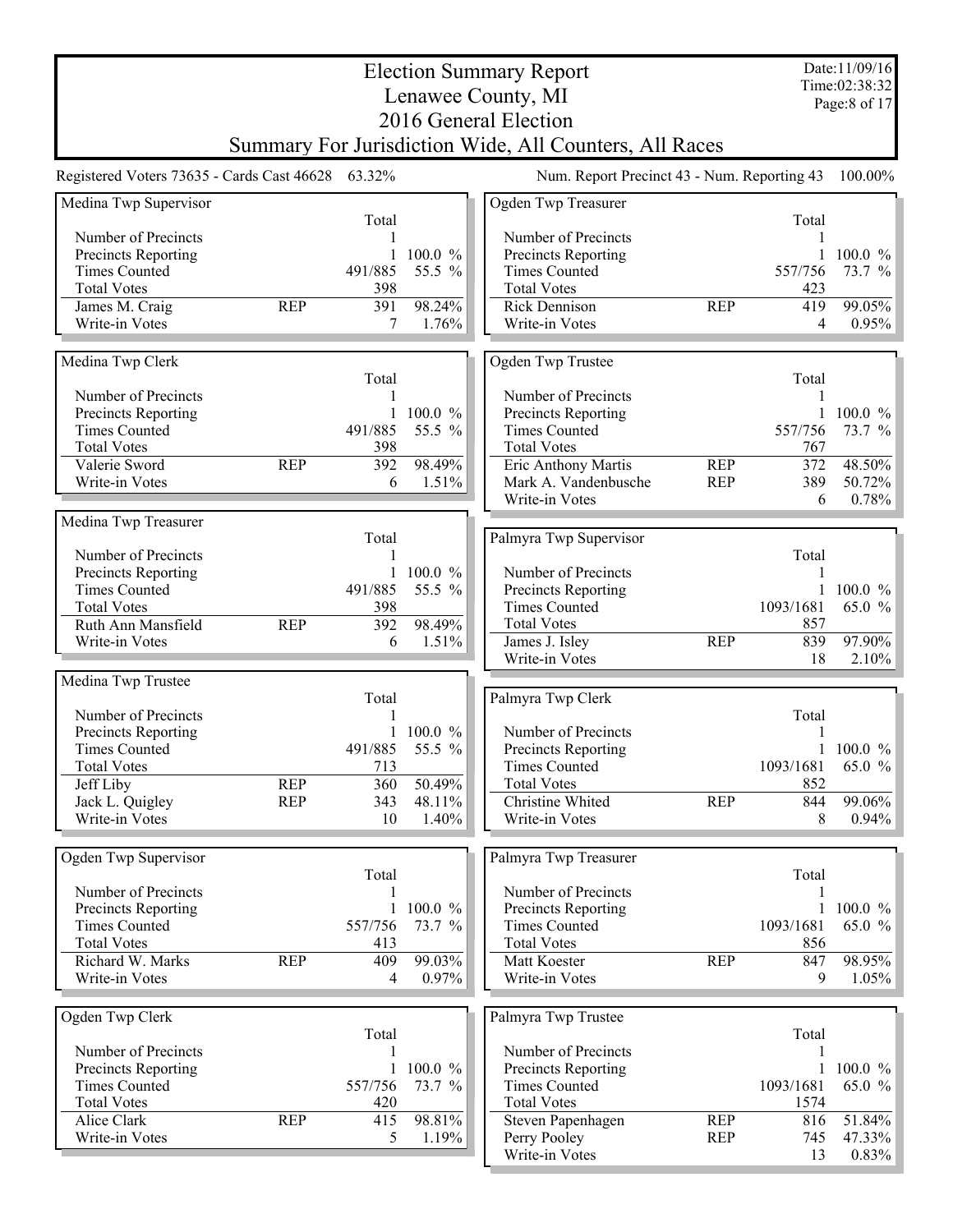# Election Summary Report

## Lenawee County, MI

## 2016 General Election

## Summary For Jurisdiction Wide, All Counters, All Races

Date:11/09/16
Time:02:38:32

Registered Voters 73635 - Cards Cast 46628 63.32%

Num. Report Precinct 43 - Num. Reporting 43 100.00%

### Medina Twp Supervisor

| | | Total | |
|---|---|---|---|
| Number of Precincts | | 1 | |
| Precincts Reporting | | 1 | 100.0 % |
| Times Counted | | 491/885 | 55.5 % |
| Total Votes | | 398 | |
| James M. Craig | REP | 391 | 98.24% |
| Write-in Votes | | 7 | 1.76% |

### Medina Twp Clerk

| | | Total | |
|---|---|---|---|
| Number of Precincts | | 1 | |
| Precincts Reporting | | 1 | 100.0 % |
| Times Counted | | 491/885 | 55.5 % |
| Total Votes | | 398 | |
| Valerie Sword | REP | 392 | 98.49% |
| Write-in Votes | | 6 | 1.51% |

### Medina Twp Treasurer

| | | Total | |
|---|---|---|---|
| Number of Precincts | | 1 | |
| Precincts Reporting | | 1 | 100.0 % |
| Times Counted | | 491/885 | 55.5 % |
| Total Votes | | 398 | |
| Ruth Ann Mansfield | REP | 392 | 98.49% |
| Write-in Votes | | 6 | 1.51% |

### Medina Twp Trustee

| | | Total | |
|---|---|---|---|
| Number of Precincts | | 1 | |
| Precincts Reporting | | 1 | 100.0 % |
| Times Counted | | 491/885 | 55.5 % |
| Total Votes | | 713 | |
| Jeff Liby | REP | 360 | 50.49% |
| Jack L. Quigley | REP | 343 | 48.11% |
| Write-in Votes | | 10 | 1.40% |

### Ogden Twp Supervisor

| | | Total | |
|---|---|---|---|
| Number of Precincts | | 1 | |
| Precincts Reporting | | 1 | 100.0 % |
| Times Counted | | 557/756 | 73.7 % |
| Total Votes | | 413 | |
| Richard W. Marks | REP | 409 | 99.03% |
| Write-in Votes | | 4 | 0.97% |

### Ogden Twp Clerk

| | | Total | |
|---|---|---|---|
| Number of Precincts | | 1 | |
| Precincts Reporting | | 1 | 100.0 % |
| Times Counted | | 557/756 | 73.7 % |
| Total Votes | | 420 | |
| Alice Clark | REP | 415 | 98.81% |
| Write-in Votes | | 5 | 1.19% |

### Ogden Twp Treasurer

| | | Total | |
|---|---|---|---|
| Number of Precincts | | 1 | |
| Precincts Reporting | | 1 | 100.0 % |
| Times Counted | | 557/756 | 73.7 % |
| Total Votes | | 423 | |
| Rick Dennison | REP | 419 | 99.05% |
| Write-in Votes | | 4 | 0.95% |

### Ogden Twp Trustee

| | | Total | |
|---|---|---|---|
| Number of Precincts | | 1 | |
| Precincts Reporting | | 1 | 100.0 % |
| Times Counted | | 557/756 | 73.7 % |
| Total Votes | | 767 | |
| Eric Anthony Martis | REP | 372 | 48.50% |
| Mark A. Vandenbusche | REP | 389 | 50.72% |
| Write-in Votes | | 6 | 0.78% |

### Palmyra Twp Supervisor

| | | Total | |
|---|---|---|---|
| Number of Precincts | | 1 | |
| Precincts Reporting | | 1 | 100.0 % |
| Times Counted | | 1093/1681 | 65.0 % |
| Total Votes | | 857 | |
| James J. Isley | REP | 839 | 97.90% |
| Write-in Votes | | 18 | 2.10% |

### Palmyra Twp Clerk

| | | Total | |
|---|---|---|---|
| Number of Precincts | | 1 | |
| Precincts Reporting | | 1 | 100.0 % |
| Times Counted | | 1093/1681 | 65.0 % |
| Total Votes | | 852 | |
| Christine Whited | REP | 844 | 99.06% |
| Write-in Votes | | 8 | 0.94% |

### Palmyra Twp Treasurer

| | | Total | |
|---|---|---|---|
| Number of Precincts | | 1 | |
| Precincts Reporting | | 1 | 100.0 % |
| Times Counted | | 1093/1681 | 65.0 % |
| Total Votes | | 856 | |
| Matt Koester | REP | 847 | 98.95% |
| Write-in Votes | | 9 | 1.05% |

### Palmyra Twp Trustee

| | | Total | |
|---|---|---|---|
| Number of Precincts | | 1 | |
| Precincts Reporting | | 1 | 100.0 % |
| Times Counted | | 1093/1681 | 65.0 % |
| Total Votes | | 1574 | |
| Steven Papenhagen | REP | 816 | 51.84% |
| Perry Pooley | REP | 745 | 47.33% |
| Write-in Votes | | 13 | 0.83% |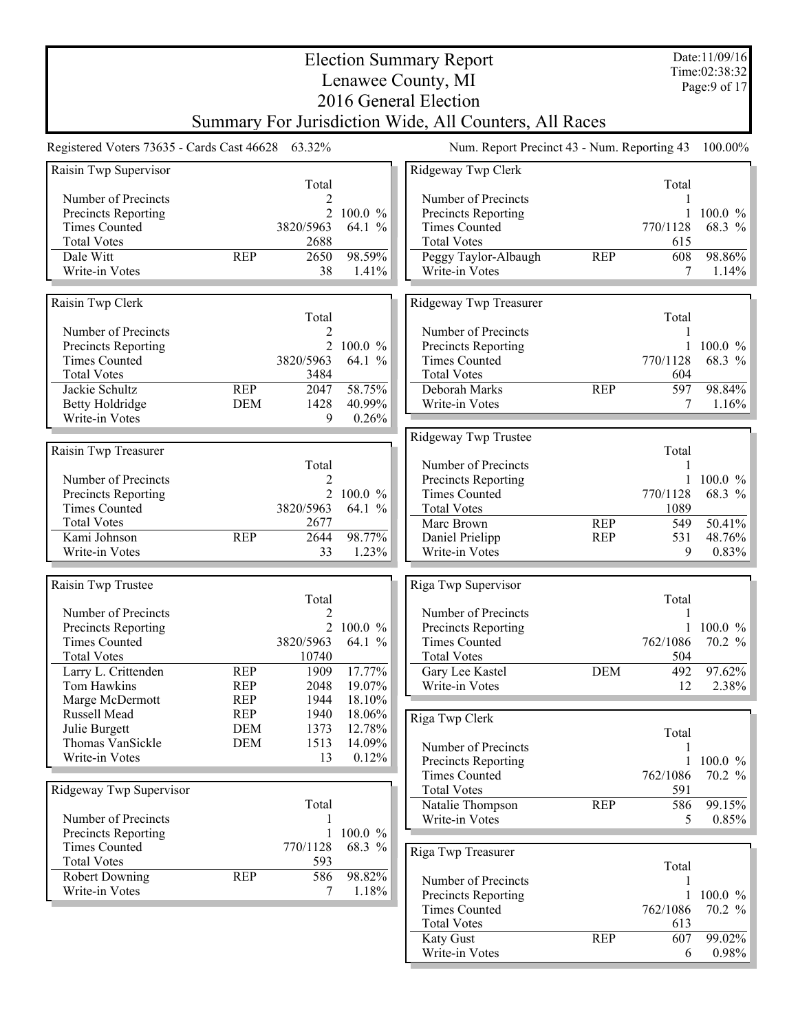# Election Summary Report
## Lenawee County, MI
## 2016 General Election
## Summary For Jurisdiction Wide, All Counters, All Races

Date:11/09/16
Time:02:38:32

Registered Voters 73635 - Cards Cast 46628 63.32%

Num. Report Precinct 43 - Num. Reporting 43 100.00%

### Raisin Twp Supervisor

| | | Total | |
|---|---|---|---|
| Number of Precincts | | 2 | |
| Precincts Reporting | | 2 | 100.0 % |
| Times Counted | | 3820/5963 | 64.1 % |
| Total Votes | | 2688 | |
| Dale Witt | REP | 2650 | 98.59% |
| Write-in Votes | | 38 | 1.41% |

### Raisin Twp Clerk

| | | Total | |
|---|---|---|---|
| Number of Precincts | | 2 | |
| Precincts Reporting | | 2 | 100.0 % |
| Times Counted | | 3820/5963 | 64.1 % |
| Total Votes | | 3484 | |
| Jackie Schultz | REP | 2047 | 58.75% |
| Betty Holdridge | DEM | 1428 | 40.99% |
| Write-in Votes | | 9 | 0.26% |

### Raisin Twp Treasurer

| | | Total | |
|---|---|---|---|
| Number of Precincts | | 2 | |
| Precincts Reporting | | 2 | 100.0 % |
| Times Counted | | 3820/5963 | 64.1 % |
| Total Votes | | 2677 | |
| Kami Johnson | REP | 2644 | 98.77% |
| Write-in Votes | | 33 | 1.23% |

### Raisin Twp Trustee

| | | Total | |
|---|---|---|---|
| Number of Precincts | | 2 | |
| Precincts Reporting | | 2 | 100.0 % |
| Times Counted | | 3820/5963 | 64.1 % |
| Total Votes | | 10740 | |
| Larry L. Crittenden | REP | 1909 | 17.77% |
| Tom Hawkins | REP | 2048 | 19.07% |
| Marge McDermott | REP | 1944 | 18.10% |
| Russell Mead | REP | 1940 | 18.06% |
| Julie Burgett | DEM | 1373 | 12.78% |
| Thomas VanSickle | DEM | 1513 | 14.09% |
| Write-in Votes | | 13 | 0.12% |

### Ridgeway Twp Supervisor

| | | Total | |
|---|---|---|---|
| Number of Precincts | | 1 | |
| Precincts Reporting | | 1 | 100.0 % |
| Times Counted | | 770/1128 | 68.3 % |
| Total Votes | | 593 | |
| Robert Downing | REP | 586 | 98.82% |
| Write-in Votes | | 7 | 1.18% |

### Ridgeway Twp Clerk

| | | Total | |
|---|---|---|---|
| Number of Precincts | | 1 | |
| Precincts Reporting | | 1 | 100.0 % |
| Times Counted | | 770/1128 | 68.3 % |
| Total Votes | | 615 | |
| Peggy Taylor-Albaugh | REP | 608 | 98.86% |
| Write-in Votes | | 7 | 1.14% |

### Ridgeway Twp Treasurer

| | | Total | |
|---|---|---|---|
| Number of Precincts | | 1 | |
| Precincts Reporting | | 1 | 100.0 % |
| Times Counted | | 770/1128 | 68.3 % |
| Total Votes | | 604 | |
| Deborah Marks | REP | 597 | 98.84% |
| Write-in Votes | | 7 | 1.16% |

### Ridgeway Twp Trustee

| | | Total | |
|---|---|---|---|
| Number of Precincts | | 1 | |
| Precincts Reporting | | 1 | 100.0 % |
| Times Counted | | 770/1128 | 68.3 % |
| Total Votes | | 1089 | |
| Marc Brown | REP | 549 | 50.41% |
| Daniel Prielipp | REP | 531 | 48.76% |
| Write-in Votes | | 9 | 0.83% |

### Riga Twp Supervisor

| | | Total | |
|---|---|---|---|
| Number of Precincts | | 1 | |
| Precincts Reporting | | 1 | 100.0 % |
| Times Counted | | 762/1086 | 70.2 % |
| Total Votes | | 504 | |
| Gary Lee Kastel | DEM | 492 | 97.62% |
| Write-in Votes | | 12 | 2.38% |

### Riga Twp Clerk

| | | Total | |
|---|---|---|---|
| Number of Precincts | | 1 | |
| Precincts Reporting | | 1 | 100.0 % |
| Times Counted | | 762/1086 | 70.2 % |
| Total Votes | | 591 | |
| Natalie Thompson | REP | 586 | 99.15% |
| Write-in Votes | | 5 | 0.85% |

### Riga Twp Treasurer

| | | Total | |
|---|---|---|---|
| Number of Precincts | | 1 | |
| Precincts Reporting | | 1 | 100.0 % |
| Times Counted | | 762/1086 | 70.2 % |
| Total Votes | | 613 | |
| Katy Gust | REP | 607 | 99.02% |
| Write-in Votes | | 6 | 0.98% |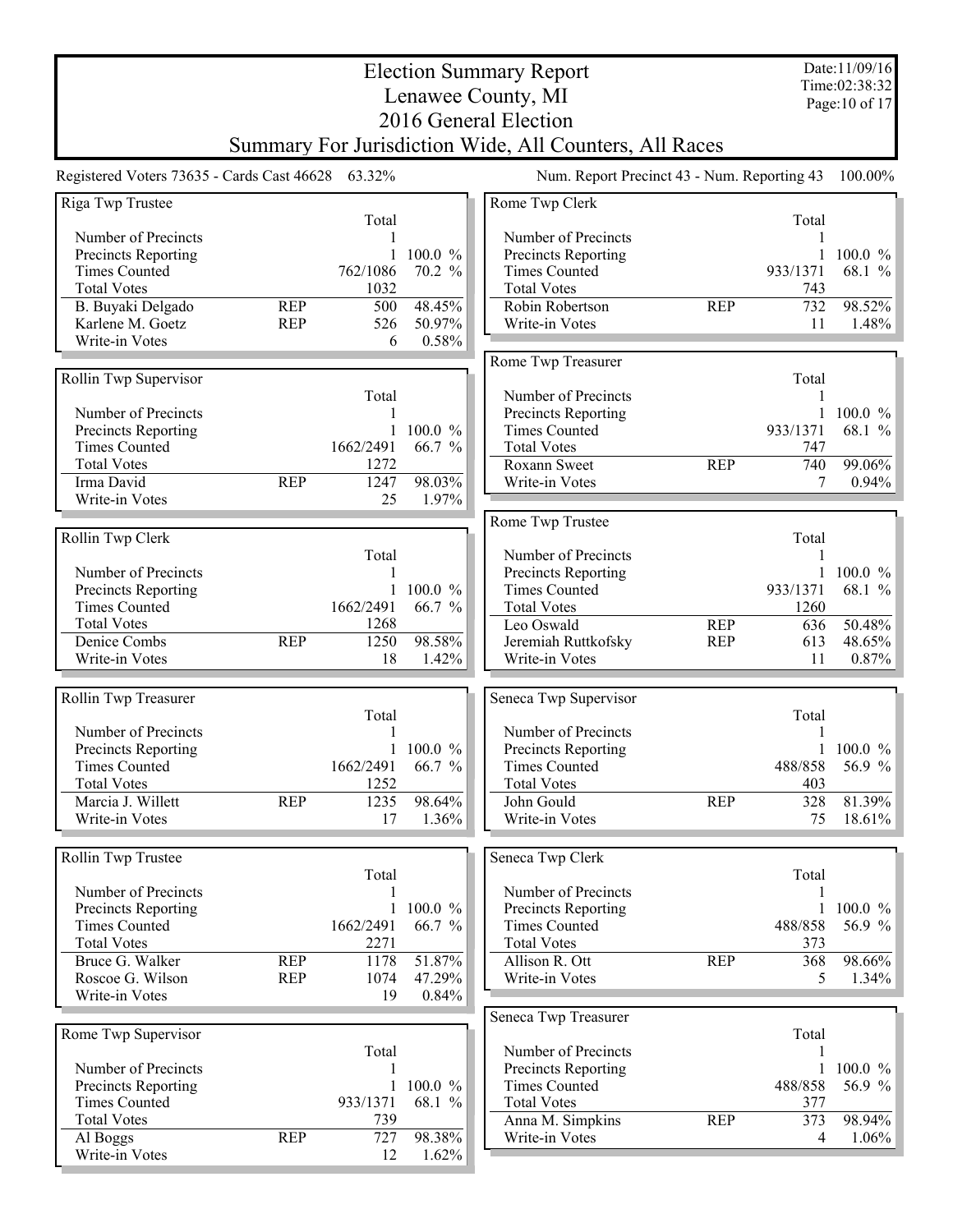# Election Summary Report
# Lenawee County, MI
# 2016 General Election
## Summary For Jurisdiction Wide, All Counters, All Races

Date:11/09/16
Time:02:38:32

Registered Voters 73635 - Cards Cast 46628 63.32%

Num. Report Precinct 43 - Num. Reporting 43 100.00%

### Riga Twp Trustee

| | | Total | |
|---|---|---|---|
| Number of Precincts | | 1 | |
| Precincts Reporting | | 1 | 100.0 % |
| Times Counted | | 762/1086 | 70.2 % |
| Total Votes | | 1032 | |
| B. Buyaki Delgado | REP | 500 | 48.45% |
| Karlene M. Goetz | REP | 526 | 50.97% |
| Write-in Votes | | 6 | 0.58% |

### Rollin Twp Supervisor

| | | Total | |
|---|---|---|---|
| Number of Precincts | | 1 | |
| Precincts Reporting | | 1 | 100.0 % |
| Times Counted | | 1662/2491 | 66.7 % |
| Total Votes | | 1272 | |
| Irma David | REP | 1247 | 98.03% |
| Write-in Votes | | 25 | 1.97% |

### Rollin Twp Clerk

| | | Total | |
|---|---|---|---|
| Number of Precincts | | 1 | |
| Precincts Reporting | | 1 | 100.0 % |
| Times Counted | | 1662/2491 | 66.7 % |
| Total Votes | | 1268 | |
| Denice Combs | REP | 1250 | 98.58% |
| Write-in Votes | | 18 | 1.42% |

### Rollin Twp Treasurer

| | | Total | |
|---|---|---|---|
| Number of Precincts | | 1 | |
| Precincts Reporting | | 1 | 100.0 % |
| Times Counted | | 1662/2491 | 66.7 % |
| Total Votes | | 1252 | |
| Marcia J. Willett | REP | 1235 | 98.64% |
| Write-in Votes | | 17 | 1.36% |

### Rollin Twp Trustee

| | | Total | |
|---|---|---|---|
| Number of Precincts | | 1 | |
| Precincts Reporting | | 1 | 100.0 % |
| Times Counted | | 1662/2491 | 66.7 % |
| Total Votes | | 2271 | |
| Bruce G. Walker | REP | 1178 | 51.87% |
| Roscoe G. Wilson | REP | 1074 | 47.29% |
| Write-in Votes | | 19 | 0.84% |

### Rome Twp Supervisor

| | | Total | |
|---|---|---|---|
| Number of Precincts | | 1 | |
| Precincts Reporting | | 1 | 100.0 % |
| Times Counted | | 933/1371 | 68.1 % |
| Total Votes | | 739 | |
| Al Boggs | REP | 727 | 98.38% |
| Write-in Votes | | 12 | 1.62% |

### Rome Twp Clerk

| | | Total | |
|---|---|---|---|
| Number of Precincts | | 1 | |
| Precincts Reporting | | 1 | 100.0 % |
| Times Counted | | 933/1371 | 68.1 % |
| Total Votes | | 743 | |
| Robin Robertson | REP | 732 | 98.52% |
| Write-in Votes | | 11 | 1.48% |

### Rome Twp Treasurer

| | | Total | |
|---|---|---|---|
| Number of Precincts | | 1 | |
| Precincts Reporting | | 1 | 100.0 % |
| Times Counted | | 933/1371 | 68.1 % |
| Total Votes | | 747 | |
| Roxann Sweet | REP | 740 | 99.06% |
| Write-in Votes | | 7 | 0.94% |

### Rome Twp Trustee

| | | Total | |
|---|---|---|---|
| Number of Precincts | | 1 | |
| Precincts Reporting | | 1 | 100.0 % |
| Times Counted | | 933/1371 | 68.1 % |
| Total Votes | | 1260 | |
| Leo Oswald | REP | 636 | 50.48% |
| Jeremiah Ruttkofsky | REP | 613 | 48.65% |
| Write-in Votes | | 11 | 0.87% |

### Seneca Twp Supervisor

| | | Total | |
|---|---|---|---|
| Number of Precincts | | 1 | |
| Precincts Reporting | | 1 | 100.0 % |
| Times Counted | | 488/858 | 56.9 % |
| Total Votes | | 403 | |
| John Gould | REP | 328 | 81.39% |
| Write-in Votes | | 75 | 18.61% |

### Seneca Twp Clerk

| | | Total | |
|---|---|---|---|
| Number of Precincts | | 1 | |
| Precincts Reporting | | 1 | 100.0 % |
| Times Counted | | 488/858 | 56.9 % |
| Total Votes | | 373 | |
| Allison R. Ott | REP | 368 | 98.66% |
| Write-in Votes | | 5 | 1.34% |

### Seneca Twp Treasurer

| | | Total | |
|---|---|---|---|
| Number of Precincts | | 1 | |
| Precincts Reporting | | 1 | 100.0 % |
| Times Counted | | 488/858 | 56.9 % |
| Total Votes | | 377 | |
| Anna M. Simpkins | REP | 373 | 98.94% |
| Write-in Votes | | 4 | 1.06% |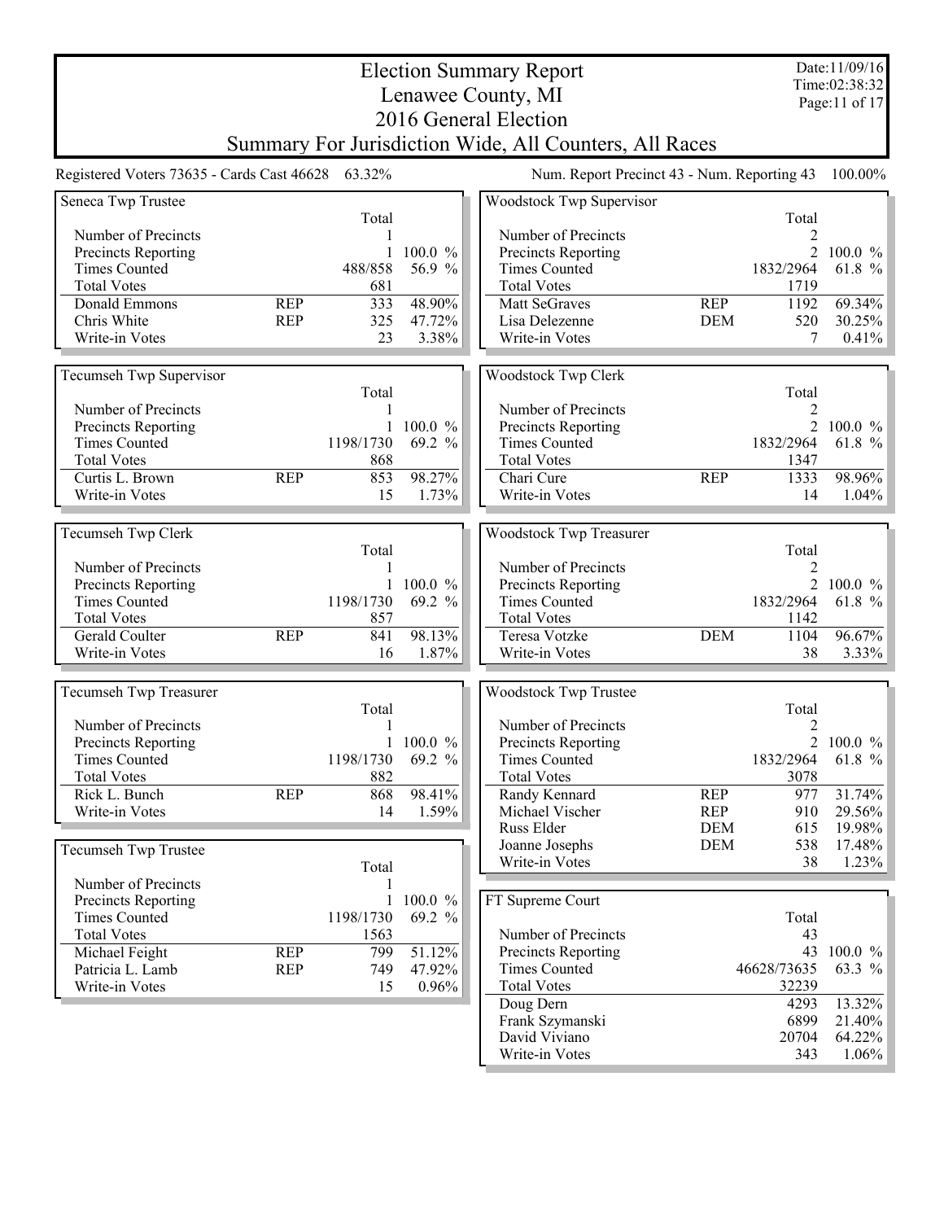# Election Summary Report
## Lenawee County, MI
## 2016 General Election
## Summary For Jurisdiction Wide, All Counters, All Races

Date:11/09/16
Time:02:38:32

Registered Voters 73635 - Cards Cast 46628 63.32%

Num. Report Precinct 43 - Num. Reporting 43 100.00%

### Seneca Twp Trustee

| | | Total | |
|---|---|---|---|
| Number of Precincts | | 1 | |
| Precincts Reporting | | 1 | 100.0 % |
| Times Counted | | 488/858 | 56.9 % |
| Total Votes | | 681 | |
| Donald Emmons | REP | 333 | 48.90% |
| Chris White | REP | 325 | 47.72% |
| Write-in Votes | | 23 | 3.38% |

### Tecumseh Twp Supervisor

| | | Total | |
|---|---|---|---|
| Number of Precincts | | 1 | |
| Precincts Reporting | | 1 | 100.0 % |
| Times Counted | | 1198/1730 | 69.2 % |
| Total Votes | | 868 | |
| Curtis L. Brown | REP | 853 | 98.27% |
| Write-in Votes | | 15 | 1.73% |

### Tecumseh Twp Clerk

| | | Total | |
|---|---|---|---|
| Number of Precincts | | 1 | |
| Precincts Reporting | | 1 | 100.0 % |
| Times Counted | | 1198/1730 | 69.2 % |
| Total Votes | | 857 | |
| Gerald Coulter | REP | 841 | 98.13% |
| Write-in Votes | | 16 | 1.87% |

### Tecumseh Twp Treasurer

| | | Total | |
|---|---|---|---|
| Number of Precincts | | 1 | |
| Precincts Reporting | | 1 | 100.0 % |
| Times Counted | | 1198/1730 | 69.2 % |
| Total Votes | | 882 | |
| Rick L. Bunch | REP | 868 | 98.41% |
| Write-in Votes | | 14 | 1.59% |

### Tecumseh Twp Trustee

| | | Total | |
|---|---|---|---|
| Number of Precincts | | 1 | |
| Precincts Reporting | | 1 | 100.0 % |
| Times Counted | | 1198/1730 | 69.2 % |
| Total Votes | | 1563 | |
| Michael Feight | REP | 799 | 51.12% |
| Patricia L. Lamb | REP | 749 | 47.92% |
| Write-in Votes | | 15 | 0.96% |

### Woodstock Twp Supervisor

| | | Total | |
|---|---|---|---|
| Number of Precincts | | 2 | |
| Precincts Reporting | | 2 | 100.0 % |
| Times Counted | | 1832/2964 | 61.8 % |
| Total Votes | | 1719 | |
| Matt SeGraves | REP | 1192 | 69.34% |
| Lisa Delezenne | DEM | 520 | 30.25% |
| Write-in Votes | | 7 | 0.41% |

### Woodstock Twp Clerk

| | | Total | |
|---|---|---|---|
| Number of Precincts | | 2 | |
| Precincts Reporting | | 2 | 100.0 % |
| Times Counted | | 1832/2964 | 61.8 % |
| Total Votes | | 1347 | |
| Chari Cure | REP | 1333 | 98.96% |
| Write-in Votes | | 14 | 1.04% |

### Woodstock Twp Treasurer

| | | Total | |
|---|---|---|---|
| Number of Precincts | | 2 | |
| Precincts Reporting | | 2 | 100.0 % |
| Times Counted | | 1832/2964 | 61.8 % |
| Total Votes | | 1142 | |
| Teresa Votzke | DEM | 1104 | 96.67% |
| Write-in Votes | | 38 | 3.33% |

### Woodstock Twp Trustee

| | | Total | |
|---|---|---|---|
| Number of Precincts | | 2 | |
| Precincts Reporting | | 2 | 100.0 % |
| Times Counted | | 1832/2964 | 61.8 % |
| Total Votes | | 3078 | |
| Randy Kennard | REP | 977 | 31.74% |
| Michael Vischer | REP | 910 | 29.56% |
| Russ Elder | DEM | 615 | 19.98% |
| Joanne Josephs | DEM | 538 | 17.48% |
| Write-in Votes | | 38 | 1.23% |

### FT Supreme Court

| | Total | |
|---|---|---|
| Number of Precincts | 43 | |
| Precincts Reporting | 43 | 100.0 % |
| Times Counted | 46628/73635 | 63.3 % |
| Total Votes | 32239 | |
| Doug Dern | 4293 | 13.32% |
| Frank Szymanski | 6899 | 21.40% |
| David Viviano | 20704 | 64.22% |
| Write-in Votes | 343 | 1.06% |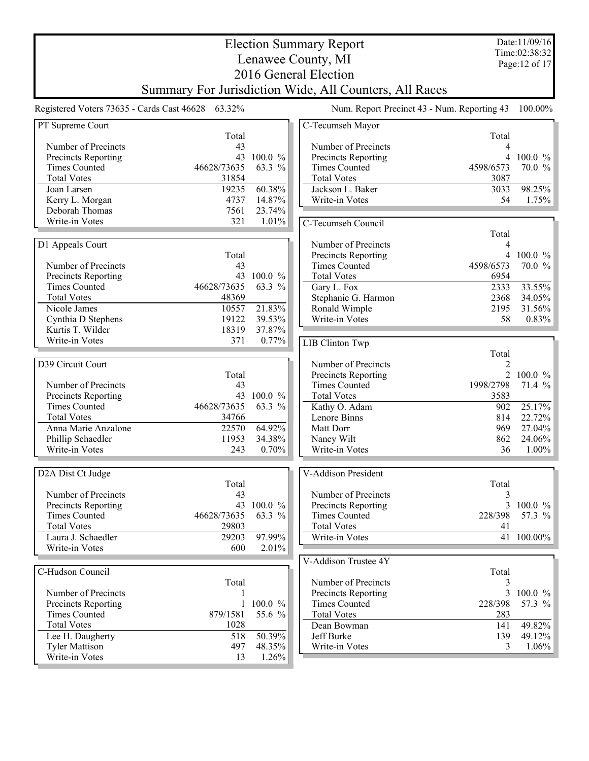# Election Summary Report

## Lenawee County, MI

## 2016 General Election

## Summary For Jurisdiction Wide, All Counters, All Races

Date:11/09/16
Time:02:38:32

Registered Voters 73635 - Cards Cast 46628 63.32%

Num. Report Precinct 43 - Num. Reporting 43 100.00%

### PT Supreme Court

| | Total | |
|---|---|---|
| Number of Precincts | 43 | |
| Precincts Reporting | 43 | 100.0 % |
| Times Counted | 46628/73635 | 63.3 % |
| Total Votes | 31854 | |
| Joan Larsen | 19235 | 60.38% |
| Kerry L. Morgan | 4737 | 14.87% |
| Deborah Thomas | 7561 | 23.74% |
| Write-in Votes | 321 | 1.01% |

### D1 Appeals Court

| | Total | |
|---|---|---|
| Number of Precincts | 43 | |
| Precincts Reporting | 43 | 100.0 % |
| Times Counted | 46628/73635 | 63.3 % |
| Total Votes | 48369 | |
| Nicole James | 10557 | 21.83% |
| Cynthia D Stephens | 19122 | 39.53% |
| Kurtis T. Wilder | 18319 | 37.87% |
| Write-in Votes | 371 | 0.77% |

### D39 Circuit Court

| | Total | |
|---|---|---|
| Number of Precincts | 43 | |
| Precincts Reporting | 43 | 100.0 % |
| Times Counted | 46628/73635 | 63.3 % |
| Total Votes | 34766 | |
| Anna Marie Anzalone | 22570 | 64.92% |
| Phillip Schaedler | 11953 | 34.38% |
| Write-in Votes | 243 | 0.70% |

### D2A Dist Ct Judge

| | Total | |
|---|---|---|
| Number of Precincts | 43 | |
| Precincts Reporting | 43 | 100.0 % |
| Times Counted | 46628/73635 | 63.3 % |
| Total Votes | 29803 | |
| Laura J. Schaedler | 29203 | 97.99% |
| Write-in Votes | 600 | 2.01% |

### C-Hudson Council

| | Total | |
|---|---|---|
| Number of Precincts | 1 | |
| Precincts Reporting | 1 | 100.0 % |
| Times Counted | 879/1581 | 55.6 % |
| Total Votes | 1028 | |
| Lee H. Daugherty | 518 | 50.39% |
| Tyler Mattison | 497 | 48.35% |
| Write-in Votes | 13 | 1.26% |

### C-Tecumseh Mayor

| | Total | |
|---|---|---|
| Number of Precincts | 4 | |
| Precincts Reporting | 4 | 100.0 % |
| Times Counted | 4598/6573 | 70.0 % |
| Total Votes | 3087 | |
| Jackson L. Baker | 3033 | 98.25% |
| Write-in Votes | 54 | 1.75% |

### C-Tecumseh Council

| | Total | |
|---|---|---|
| Number of Precincts | 4 | |
| Precincts Reporting | 4 | 100.0 % |
| Times Counted | 4598/6573 | 70.0 % |
| Total Votes | 6954 | |
| Gary L. Fox | 2333 | 33.55% |
| Stephanie G. Harmon | 2368 | 34.05% |
| Ronald Wimple | 2195 | 31.56% |
| Write-in Votes | 58 | 0.83% |

### LIB Clinton Twp

| | Total | |
|---|---|---|
| Number of Precincts | 2 | |
| Precincts Reporting | 2 | 100.0 % |
| Times Counted | 1998/2798 | 71.4 % |
| Total Votes | 3583 | |
| Kathy O. Adam | 902 | 25.17% |
| Lenore Binns | 814 | 22.72% |
| Matt Dorr | 969 | 27.04% |
| Nancy Wilt | 862 | 24.06% |
| Write-in Votes | 36 | 1.00% |

### V-Addison President

| | Total | |
|---|---|---|
| Number of Precincts | 3 | |
| Precincts Reporting | 3 | 100.0 % |
| Times Counted | 228/398 | 57.3 % |
| Total Votes | 41 | |
| Write-in Votes | 41 | 100.00% |

### V-Addison Trustee 4Y

| | Total | |
|---|---|---|
| Number of Precincts | 3 | |
| Precincts Reporting | 3 | 100.0 % |
| Times Counted | 228/398 | 57.3 % |
| Total Votes | 283 | |
| Dean Bowman | 141 | 49.82% |
| Jeff Burke | 139 | 49.12% |
| Write-in Votes | 3 | 1.06% |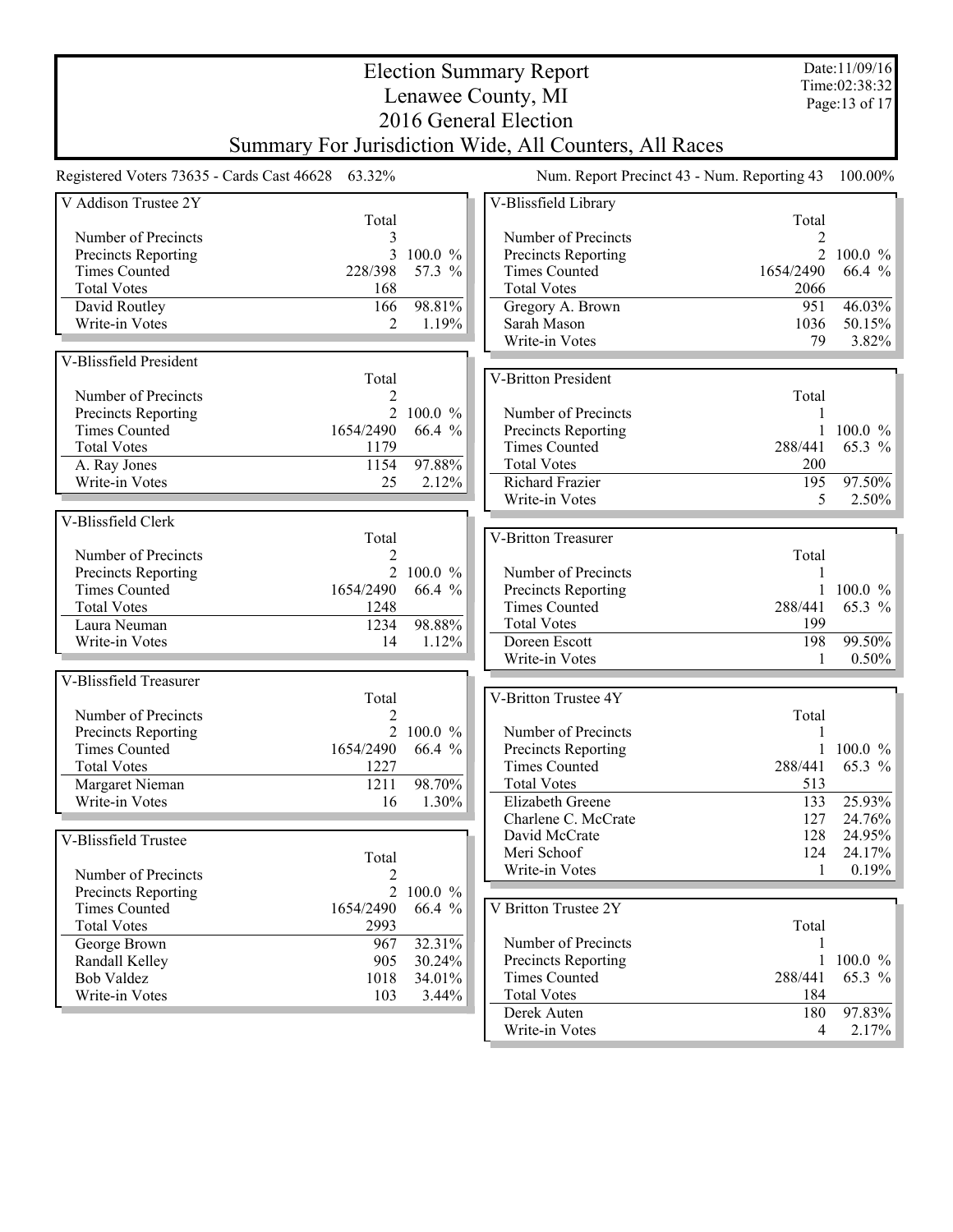# Election Summary Report
## Lenawee County, MI
## 2016 General Election
## Summary For Jurisdiction Wide, All Counters, All Races

Date:11/09/16
Time:02:38:32

Registered Voters 73635 - Cards Cast 46628 63.32%

Num. Report Precinct 43 - Num. Reporting 43 100.00%

### V Addison Trustee 2Y

| | Total | |
|---|---|---|
| Number of Precincts | 3 | |
| Precincts Reporting | 3 | 100.0 % |
| Times Counted | 228/398 | 57.3 % |
| Total Votes | 168 | |
| David Routley | 166 | 98.81% |
| Write-in Votes | 2 | 1.19% |

### V-Blissfield President

| | Total | |
|---|---|---|
| Number of Precincts | 2 | |
| Precincts Reporting | 2 | 100.0 % |
| Times Counted | 1654/2490 | 66.4 % |
| Total Votes | 1179 | |
| A. Ray Jones | 1154 | 97.88% |
| Write-in Votes | 25 | 2.12% |

### V-Blissfield Clerk

| | Total | |
|---|---|---|
| Number of Precincts | 2 | |
| Precincts Reporting | 2 | 100.0 % |
| Times Counted | 1654/2490 | 66.4 % |
| Total Votes | 1248 | |
| Laura Neuman | 1234 | 98.88% |
| Write-in Votes | 14 | 1.12% |

### V-Blissfield Treasurer

| | Total | |
|---|---|---|
| Number of Precincts | 2 | |
| Precincts Reporting | 2 | 100.0 % |
| Times Counted | 1654/2490 | 66.4 % |
| Total Votes | 1227 | |
| Margaret Nieman | 1211 | 98.70% |
| Write-in Votes | 16 | 1.30% |

### V-Blissfield Trustee

| | Total | |
|---|---|---|
| Number of Precincts | 2 | |
| Precincts Reporting | 2 | 100.0 % |
| Times Counted | 1654/2490 | 66.4 % |
| Total Votes | 2993 | |
| George Brown | 967 | 32.31% |
| Randall Kelley | 905 | 30.24% |
| Bob Valdez | 1018 | 34.01% |
| Write-in Votes | 103 | 3.44% |

### V-Blissfield Library

| | Total | |
|---|---|---|
| Number of Precincts | 2 | |
| Precincts Reporting | 2 | 100.0 % |
| Times Counted | 1654/2490 | 66.4 % |
| Total Votes | 2066 | |
| Gregory A. Brown | 951 | 46.03% |
| Sarah Mason | 1036 | 50.15% |
| Write-in Votes | 79 | 3.82% |

### V-Britton President

| | Total | |
|---|---|---|
| Number of Precincts | 1 | |
| Precincts Reporting | 1 | 100.0 % |
| Times Counted | 288/441 | 65.3 % |
| Total Votes | 200 | |
| Richard Frazier | 195 | 97.50% |
| Write-in Votes | 5 | 2.50% |

### V-Britton Treasurer

| | Total | |
|---|---|---|
| Number of Precincts | 1 | |
| Precincts Reporting | 1 | 100.0 % |
| Times Counted | 288/441 | 65.3 % |
| Total Votes | 199 | |
| Doreen Escott | 198 | 99.50% |
| Write-in Votes | 1 | 0.50% |

### V-Britton Trustee 4Y

| | Total | |
|---|---|---|
| Number of Precincts | 1 | |
| Precincts Reporting | 1 | 100.0 % |
| Times Counted | 288/441 | 65.3 % |
| Total Votes | 513 | |
| Elizabeth Greene | 133 | 25.93% |
| Charlene C. McCrate | 127 | 24.76% |
| David McCrate | 128 | 24.95% |
| Meri Schoof | 124 | 24.17% |
| Write-in Votes | 1 | 0.19% |

### V Britton Trustee 2Y

| | Total | |
|---|---|---|
| Number of Precincts | 1 | |
| Precincts Reporting | 1 | 100.0 % |
| Times Counted | 288/441 | 65.3 % |
| Total Votes | 184 | |
| Derek Auten | 180 | 97.83% |
| Write-in Votes | 4 | 2.17% |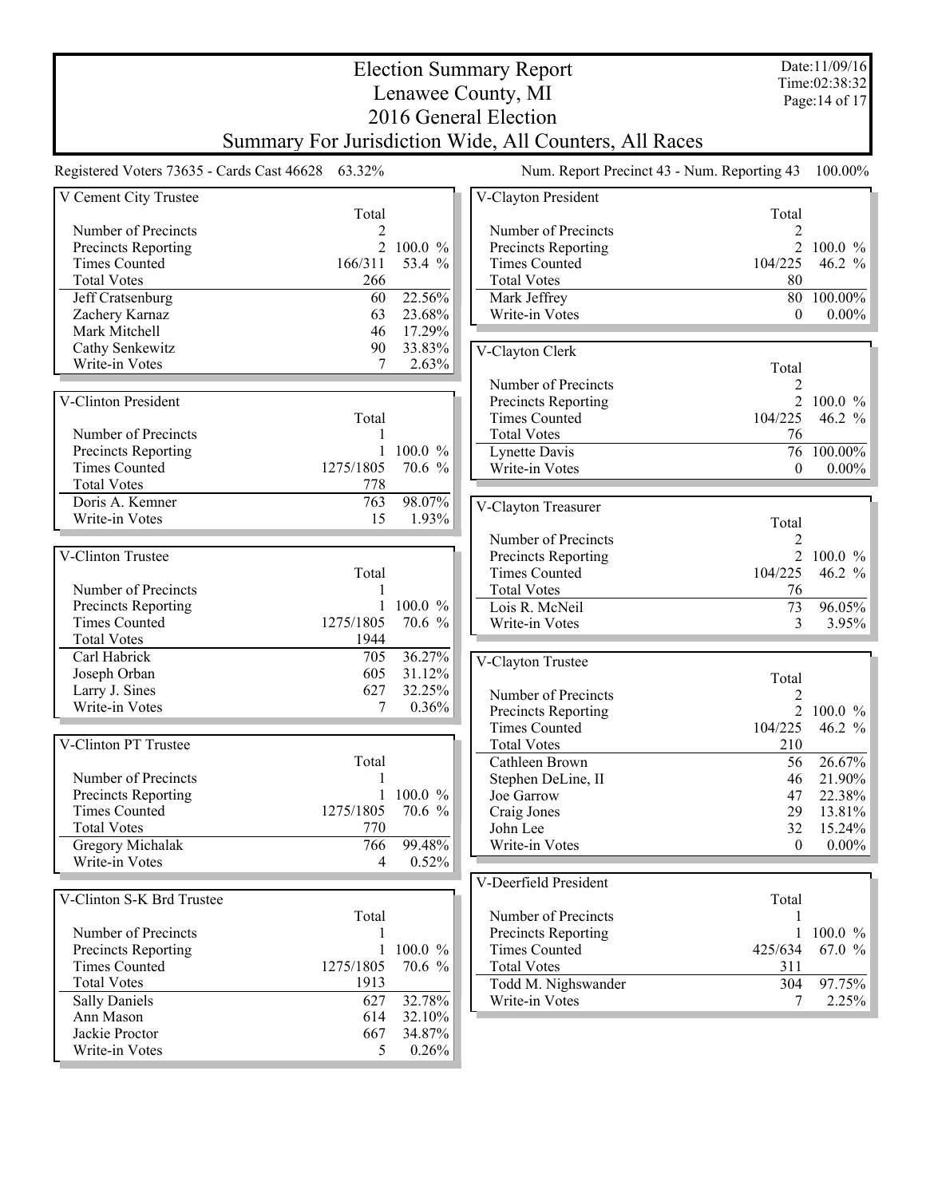# Election Summary Report
## Lenawee County, MI
## 2016 General Election
## Summary For Jurisdiction Wide, All Counters, All Races

Date:11/09/16
Time:02:38:32

Registered Voters 73635 - Cards Cast 46628 63.32%

Num. Report Precinct 43 - Num. Reporting 43 100.00%

### V Cement City Trustee

| | Total | |
|---|---|---|
| Number of Precincts | 2 | |
| Precincts Reporting | 2 | 100.0 % |
| Times Counted | 166/311 | 53.4 % |
| Total Votes | 266 | |
| Jeff Cratsenburg | 60 | 22.56% |
| Zachery Karnaz | 63 | 23.68% |
| Mark Mitchell | 46 | 17.29% |
| Cathy Senkewitz | 90 | 33.83% |
| Write-in Votes | 7 | 2.63% |

### V-Clinton President

| | Total | |
|---|---|---|
| Number of Precincts | 1 | |
| Precincts Reporting | 1 | 100.0 % |
| Times Counted | 1275/1805 | 70.6 % |
| Total Votes | 778 | |
| Doris A. Kemner | 763 | 98.07% |
| Write-in Votes | 15 | 1.93% |

### V-Clinton Trustee

| | Total | |
|---|---|---|
| Number of Precincts | 1 | |
| Precincts Reporting | 1 | 100.0 % |
| Times Counted | 1275/1805 | 70.6 % |
| Total Votes | 1944 | |
| Carl Habrick | 705 | 36.27% |
| Joseph Orban | 605 | 31.12% |
| Larry J. Sines | 627 | 32.25% |
| Write-in Votes | 7 | 0.36% |

### V-Clinton PT Trustee

| | Total | |
|---|---|---|
| Number of Precincts | 1 | |
| Precincts Reporting | 1 | 100.0 % |
| Times Counted | 1275/1805 | 70.6 % |
| Total Votes | 770 | |
| Gregory Michalak | 766 | 99.48% |
| Write-in Votes | 4 | 0.52% |

### V-Clinton S-K Brd Trustee

| | Total | |
|---|---|---|
| Number of Precincts | 1 | |
| Precincts Reporting | 1 | 100.0 % |
| Times Counted | 1275/1805 | 70.6 % |
| Total Votes | 1913 | |
| Sally Daniels | 627 | 32.78% |
| Ann Mason | 614 | 32.10% |
| Jackie Proctor | 667 | 34.87% |
| Write-in Votes | 5 | 0.26% |

### V-Clayton President

| | Total | |
|---|---|---|
| Number of Precincts | 2 | |
| Precincts Reporting | 2 | 100.0 % |
| Times Counted | 104/225 | 46.2 % |
| Total Votes | 80 | |
| Mark Jeffrey | 80 | 100.00% |
| Write-in Votes | 0 | 0.00% |

### V-Clayton Clerk

| | Total | |
|---|---|---|
| Number of Precincts | 2 | |
| Precincts Reporting | 2 | 100.0 % |
| Times Counted | 104/225 | 46.2 % |
| Total Votes | 76 | |
| Lynette Davis | 76 | 100.00% |
| Write-in Votes | 0 | 0.00% |

### V-Clayton Treasurer

| | Total | |
|---|---|---|
| Number of Precincts | 2 | |
| Precincts Reporting | 2 | 100.0 % |
| Times Counted | 104/225 | 46.2 % |
| Total Votes | 76 | |
| Lois R. McNeil | 73 | 96.05% |
| Write-in Votes | 3 | 3.95% |

### V-Clayton Trustee

| | Total | |
|---|---|---|
| Number of Precincts | 2 | |
| Precincts Reporting | 2 | 100.0 % |
| Times Counted | 104/225 | 46.2 % |
| Total Votes | 210 | |
| Cathleen Brown | 56 | 26.67% |
| Stephen DeLine, II | 46 | 21.90% |
| Joe Garrow | 47 | 22.38% |
| Craig Jones | 29 | 13.81% |
| John Lee | 32 | 15.24% |
| Write-in Votes | 0 | 0.00% |

### V-Deerfield President

| | Total | |
|---|---|---|
| Number of Precincts | 1 | |
| Precincts Reporting | 1 | 100.0 % |
| Times Counted | 425/634 | 67.0 % |
| Total Votes | 311 | |
| Todd M. Nighswander | 304 | 97.75% |
| Write-in Votes | 7 | 2.25% |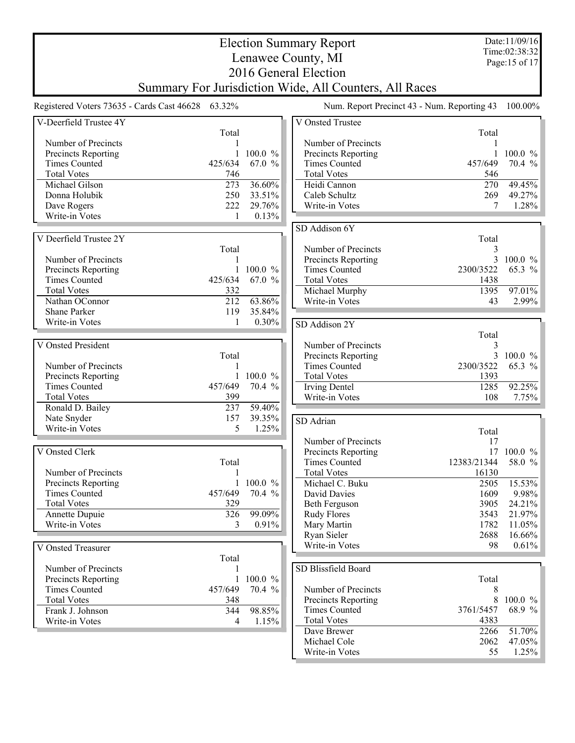# Election Summary Report
## Lenawee County, MI
## 2016 General Election
## Summary For Jurisdiction Wide, All Counters, All Races

Date:11/09/16
Time:02:38:32

Registered Voters 73635 - Cards Cast 46628 63.32%

Num. Report Precinct 43 - Num. Reporting 43 100.00%

### V-Deerfield Trustee 4Y

| | Total | |
|---|---|---|
| Number of Precincts | 1 | |
| Precincts Reporting | 1 | 100.0 % |
| Times Counted | 425/634 | 67.0 % |
| Total Votes | 746 | |
| Michael Gilson | 273 | 36.60% |
| Donna Holubik | 250 | 33.51% |
| Dave Rogers | 222 | 29.76% |
| Write-in Votes | 1 | 0.13% |

### V Deerfield Trustee 2Y

| | Total | |
|---|---|---|
| Number of Precincts | 1 | |
| Precincts Reporting | 1 | 100.0 % |
| Times Counted | 425/634 | 67.0 % |
| Total Votes | 332 | |
| Nathan OConnor | 212 | 63.86% |
| Shane Parker | 119 | 35.84% |
| Write-in Votes | 1 | 0.30% |

### V Onsted President

| | Total | |
|---|---|---|
| Number of Precincts | 1 | |
| Precincts Reporting | 1 | 100.0 % |
| Times Counted | 457/649 | 70.4 % |
| Total Votes | 399 | |
| Ronald D. Bailey | 237 | 59.40% |
| Nate Snyder | 157 | 39.35% |
| Write-in Votes | 5 | 1.25% |

### V Onsted Clerk

| | Total | |
|---|---|---|
| Number of Precincts | 1 | |
| Precincts Reporting | 1 | 100.0 % |
| Times Counted | 457/649 | 70.4 % |
| Total Votes | 329 | |
| Annette Dupuie | 326 | 99.09% |
| Write-in Votes | 3 | 0.91% |

### V Onsted Treasurer

| | Total | |
|---|---|---|
| Number of Precincts | 1 | |
| Precincts Reporting | 1 | 100.0 % |
| Times Counted | 457/649 | 70.4 % |
| Total Votes | 348 | |
| Frank J. Johnson | 344 | 98.85% |
| Write-in Votes | 4 | 1.15% |

### V Onsted Trustee

| | Total | |
|---|---|---|
| Number of Precincts | 1 | |
| Precincts Reporting | 1 | 100.0 % |
| Times Counted | 457/649 | 70.4 % |
| Total Votes | 546 | |
| Heidi Cannon | 270 | 49.45% |
| Caleb Schultz | 269 | 49.27% |
| Write-in Votes | 7 | 1.28% |

### SD Addison 6Y

| | Total | |
|---|---|---|
| Number of Precincts | 3 | |
| Precincts Reporting | 3 | 100.0 % |
| Times Counted | 2300/3522 | 65.3 % |
| Total Votes | 1438 | |
| Michael Murphy | 1395 | 97.01% |
| Write-in Votes | 43 | 2.99% |

### SD Addison 2Y

| | Total | |
|---|---|---|
| Number of Precincts | 3 | |
| Precincts Reporting | 3 | 100.0 % |
| Times Counted | 2300/3522 | 65.3 % |
| Total Votes | 1393 | |
| Irving Dentel | 1285 | 92.25% |
| Write-in Votes | 108 | 7.75% |

### SD Adrian

| | Total | |
|---|---|---|
| Number of Precincts | 17 | |
| Precincts Reporting | 17 | 100.0 % |
| Times Counted | 12383/21344 | 58.0 % |
| Total Votes | 16130 | |
| Michael C. Buku | 2505 | 15.53% |
| David Davies | 1609 | 9.98% |
| Beth Ferguson | 3905 | 24.21% |
| Rudy Flores | 3543 | 21.97% |
| Mary Martin | 1782 | 11.05% |
| Ryan Sieler | 2688 | 16.66% |
| Write-in Votes | 98 | 0.61% |

### SD Blissfield Board

| | Total | |
|---|---|---|
| Number of Precincts | 8 | |
| Precincts Reporting | 8 | 100.0 % |
| Times Counted | 3761/5457 | 68.9 % |
| Total Votes | 4383 | |
| Dave Brewer | 2266 | 51.70% |
| Michael Cole | 2062 | 47.05% |
| Write-in Votes | 55 | 1.25% |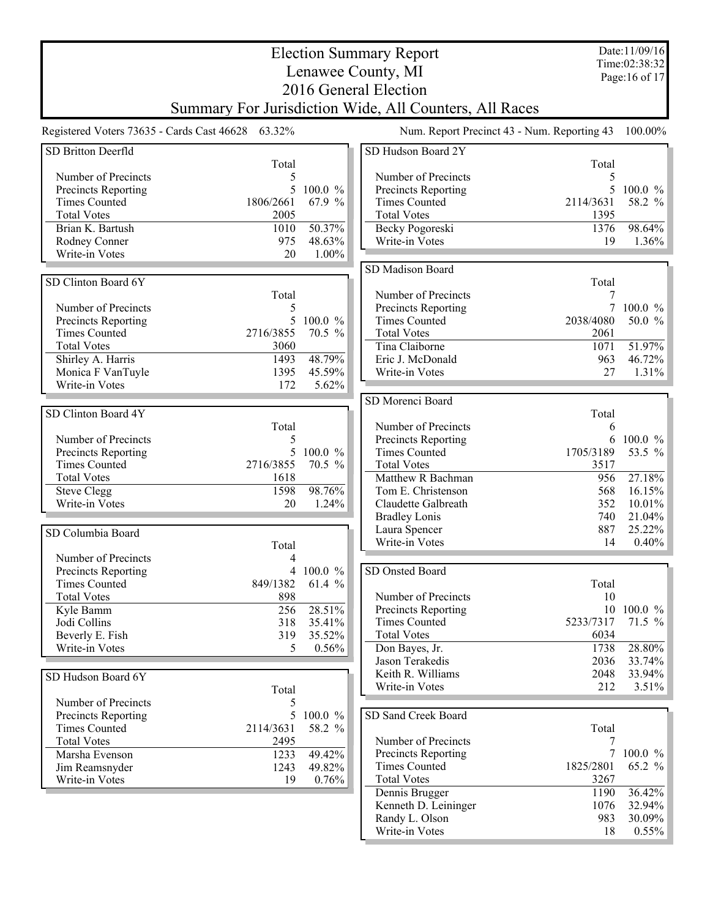# Election Summary Report

## Lenawee County, MI

## 2016 General Election

## Summary For Jurisdiction Wide, All Counters, All Races

Date:11/09/16
Time:02:38:32

Registered Voters 73635 - Cards Cast 46628 63.32%

Num. Report Precinct 43 - Num. Reporting 43 100.00%

### SD Britton Deerfld

| | Total | |
|---|---|---|
| Number of Precincts | 5 | |
| Precincts Reporting | 5 | 100.0 % |
| Times Counted | 1806/2661 | 67.9 % |
| Total Votes | 2005 | |
| Brian K. Bartush | 1010 | 50.37% |
| Rodney Conner | 975 | 48.63% |
| Write-in Votes | 20 | 1.00% |

### SD Clinton Board 6Y

| | Total | |
|---|---|---|
| Number of Precincts | 5 | |
| Precincts Reporting | 5 | 100.0 % |
| Times Counted | 2716/3855 | 70.5 % |
| Total Votes | 3060 | |
| Shirley A. Harris | 1493 | 48.79% |
| Monica F VanTuyle | 1395 | 45.59% |
| Write-in Votes | 172 | 5.62% |

### SD Clinton Board 4Y

| | Total | |
|---|---|---|
| Number of Precincts | 5 | |
| Precincts Reporting | 5 | 100.0 % |
| Times Counted | 2716/3855 | 70.5 % |
| Total Votes | 1618 | |
| Steve Clegg | 1598 | 98.76% |
| Write-in Votes | 20 | 1.24% |

### SD Columbia Board

| | Total | |
|---|---|---|
| Number of Precincts | 4 | |
| Precincts Reporting | 4 | 100.0 % |
| Times Counted | 849/1382 | 61.4 % |
| Total Votes | 898 | |
| Kyle Bamm | 256 | 28.51% |
| Jodi Collins | 318 | 35.41% |
| Beverly E. Fish | 319 | 35.52% |
| Write-in Votes | 5 | 0.56% |

### SD Hudson Board 6Y

| | Total | |
|---|---|---|
| Number of Precincts | 5 | |
| Precincts Reporting | 5 | 100.0 % |
| Times Counted | 2114/3631 | 58.2 % |
| Total Votes | 2495 | |
| Marsha Evenson | 1233 | 49.42% |
| Jim Reamsnyder | 1243 | 49.82% |
| Write-in Votes | 19 | 0.76% |

### SD Hudson Board 2Y

| | Total | |
|---|---|---|
| Number of Precincts | 5 | |
| Precincts Reporting | 5 | 100.0 % |
| Times Counted | 2114/3631 | 58.2 % |
| Total Votes | 1395 | |
| Becky Pogoreski | 1376 | 98.64% |
| Write-in Votes | 19 | 1.36% |

### SD Madison Board

| | Total | |
|---|---|---|
| Number of Precincts | 7 | |
| Precincts Reporting | 7 | 100.0 % |
| Times Counted | 2038/4080 | 50.0 % |
| Total Votes | 2061 | |
| Tina Claiborne | 1071 | 51.97% |
| Eric J. McDonald | 963 | 46.72% |
| Write-in Votes | 27 | 1.31% |

### SD Morenci Board

| | Total | |
|---|---|---|
| Number of Precincts | 6 | |
| Precincts Reporting | 6 | 100.0 % |
| Times Counted | 1705/3189 | 53.5 % |
| Total Votes | 3517 | |
| Matthew R Bachman | 956 | 27.18% |
| Tom E. Christenson | 568 | 16.15% |
| Claudette Galbreath | 352 | 10.01% |
| Bradley Lonis | 740 | 21.04% |
| Laura Spencer | 887 | 25.22% |
| Write-in Votes | 14 | 0.40% |

### SD Onsted Board

| | Total | |
|---|---|---|
| Number of Precincts | 10 | |
| Precincts Reporting | 10 | 100.0 % |
| Times Counted | 5233/7317 | 71.5 % |
| Total Votes | 6034 | |
| Don Bayes, Jr. | 1738 | 28.80% |
| Jason Terakedis | 2036 | 33.74% |
| Keith R. Williams | 2048 | 33.94% |
| Write-in Votes | 212 | 3.51% |

### SD Sand Creek Board

| | Total | |
|---|---|---|
| Number of Precincts | 7 | |
| Precincts Reporting | 7 | 100.0 % |
| Times Counted | 1825/2801 | 65.2 % |
| Total Votes | 3267 | |
| Dennis Brugger | 1190 | 36.42% |
| Kenneth D. Leininger | 1076 | 32.94% |
| Randy L. Olson | 983 | 30.09% |
| Write-in Votes | 18 | 0.55% |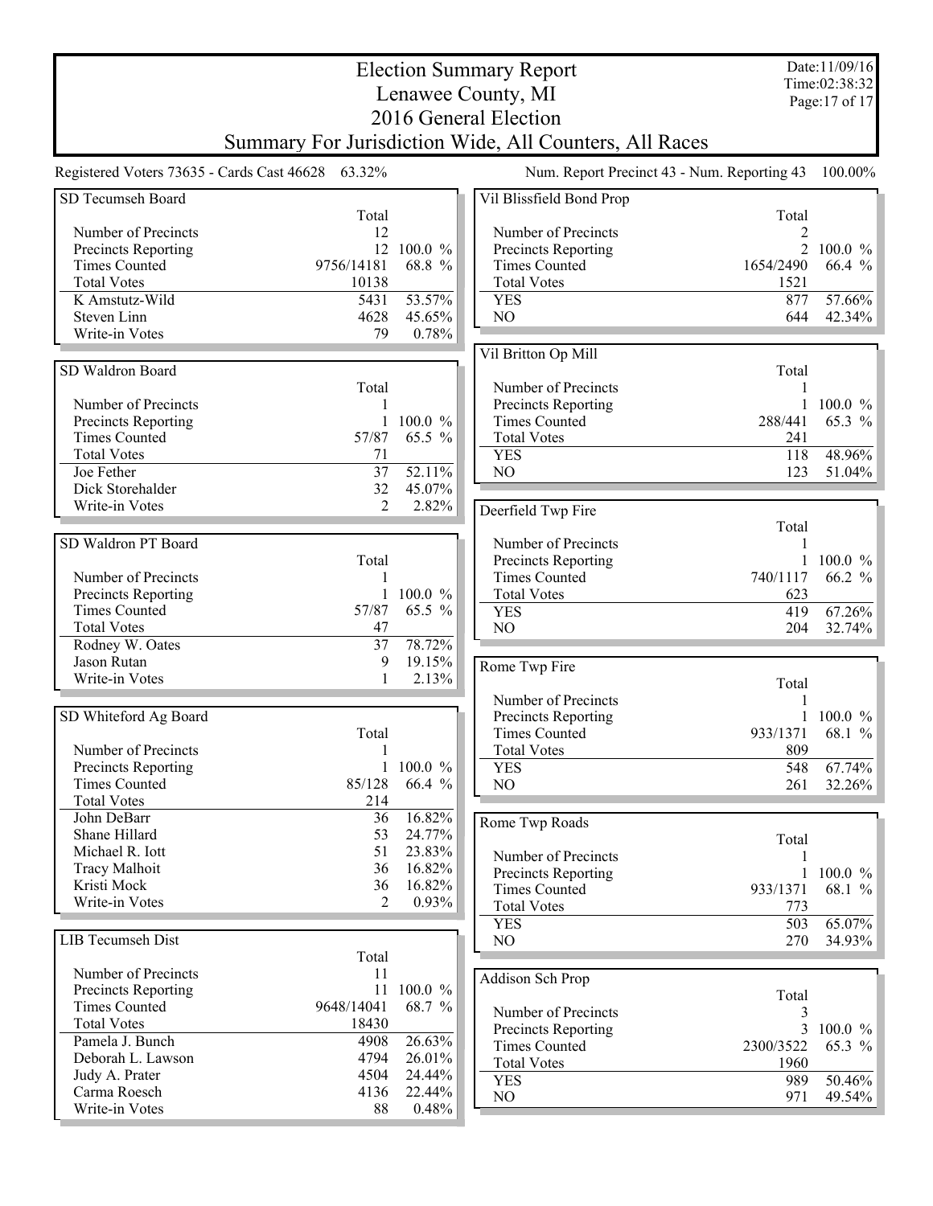# Election Summary Report

## Lenawee County, MI

## 2016 General Election

## Summary For Jurisdiction Wide, All Counters, All Races

Date:11/09/16
Time:02:38:32

Registered Voters 73635 - Cards Cast 46628 63.32%

Num. Report Precinct 43 - Num. Reporting 43 100.00%

### SD Tecumseh Board

| | Total | |
|---|---|---|
| Number of Precincts | 12 | |
| Precincts Reporting | 12 | 100.0 % |
| Times Counted | 9756/14181 | 68.8 % |
| Total Votes | 10138 | |
| K Amstutz-Wild | 5431 | 53.57% |
| Steven Linn | 4628 | 45.65% |
| Write-in Votes | 79 | 0.78% |

### SD Waldron Board

| | Total | |
|---|---|---|
| Number of Precincts | 1 | |
| Precincts Reporting | 1 | 100.0 % |
| Times Counted | 57/87 | 65.5 % |
| Total Votes | 71 | |
| Joe Fether | 37 | 52.11% |
| Dick Storehalder | 32 | 45.07% |
| Write-in Votes | 2 | 2.82% |

### SD Waldron PT Board

| | Total | |
|---|---|---|
| Number of Precincts | 1 | |
| Precincts Reporting | 1 | 100.0 % |
| Times Counted | 57/87 | 65.5 % |
| Total Votes | 47 | |
| Rodney W. Oates | 37 | 78.72% |
| Jason Rutan | 9 | 19.15% |
| Write-in Votes | 1 | 2.13% |

### SD Whiteford Ag Board

| | Total | |
|---|---|---|
| Number of Precincts | 1 | |
| Precincts Reporting | 1 | 100.0 % |
| Times Counted | 85/128 | 66.4 % |
| Total Votes | 214 | |
| John DeBarr | 36 | 16.82% |
| Shane Hillard | 53 | 24.77% |
| Michael R. Iott | 51 | 23.83% |
| Tracy Malhoit | 36 | 16.82% |
| Kristi Mock | 36 | 16.82% |
| Write-in Votes | 2 | 0.93% |

### LIB Tecumseh Dist

| | Total | |
|---|---|---|
| Number of Precincts | 11 | |
| Precincts Reporting | 11 | 100.0 % |
| Times Counted | 9648/14041 | 68.7 % |
| Total Votes | 18430 | |
| Pamela J. Bunch | 4908 | 26.63% |
| Deborah L. Lawson | 4794 | 26.01% |
| Judy A. Prater | 4504 | 24.44% |
| Carma Roesch | 4136 | 22.44% |
| Write-in Votes | 88 | 0.48% |

### Vil Blissfield Bond Prop

| | Total | |
|---|---|---|
| Number of Precincts | 2 | |
| Precincts Reporting | 2 | 100.0 % |
| Times Counted | 1654/2490 | 66.4 % |
| Total Votes | 1521 | |
| YES | 877 | 57.66% |
| NO | 644 | 42.34% |

### Vil Britton Op Mill

| | Total | |
|---|---|---|
| Number of Precincts | 1 | |
| Precincts Reporting | 1 | 100.0 % |
| Times Counted | 288/441 | 65.3 % |
| Total Votes | 241 | |
| YES | 118 | 48.96% |
| NO | 123 | 51.04% |

### Deerfield Twp Fire

| | Total | |
|---|---|---|
| Number of Precincts | 1 | |
| Precincts Reporting | 1 | 100.0 % |
| Times Counted | 740/1117 | 66.2 % |
| Total Votes | 623 | |
| YES | 419 | 67.26% |
| NO | 204 | 32.74% |

### Rome Twp Fire

| | Total | |
|---|---|---|
| Number of Precincts | 1 | |
| Precincts Reporting | 1 | 100.0 % |
| Times Counted | 933/1371 | 68.1 % |
| Total Votes | 809 | |
| YES | 548 | 67.74% |
| NO | 261 | 32.26% |

### Rome Twp Roads

| | Total | |
|---|---|---|
| Number of Precincts | 1 | |
| Precincts Reporting | 1 | 100.0 % |
| Times Counted | 933/1371 | 68.1 % |
| Total Votes | 773 | |
| YES | 503 | 65.07% |
| NO | 270 | 34.93% |

### Addison Sch Prop

| | Total | |
|---|---|---|
| Number of Precincts | 3 | |
| Precincts Reporting | 3 | 100.0 % |
| Times Counted | 2300/3522 | 65.3 % |
| Total Votes | 1960 | |
| YES | 989 | 50.46% |
| NO | 971 | 49.54% |